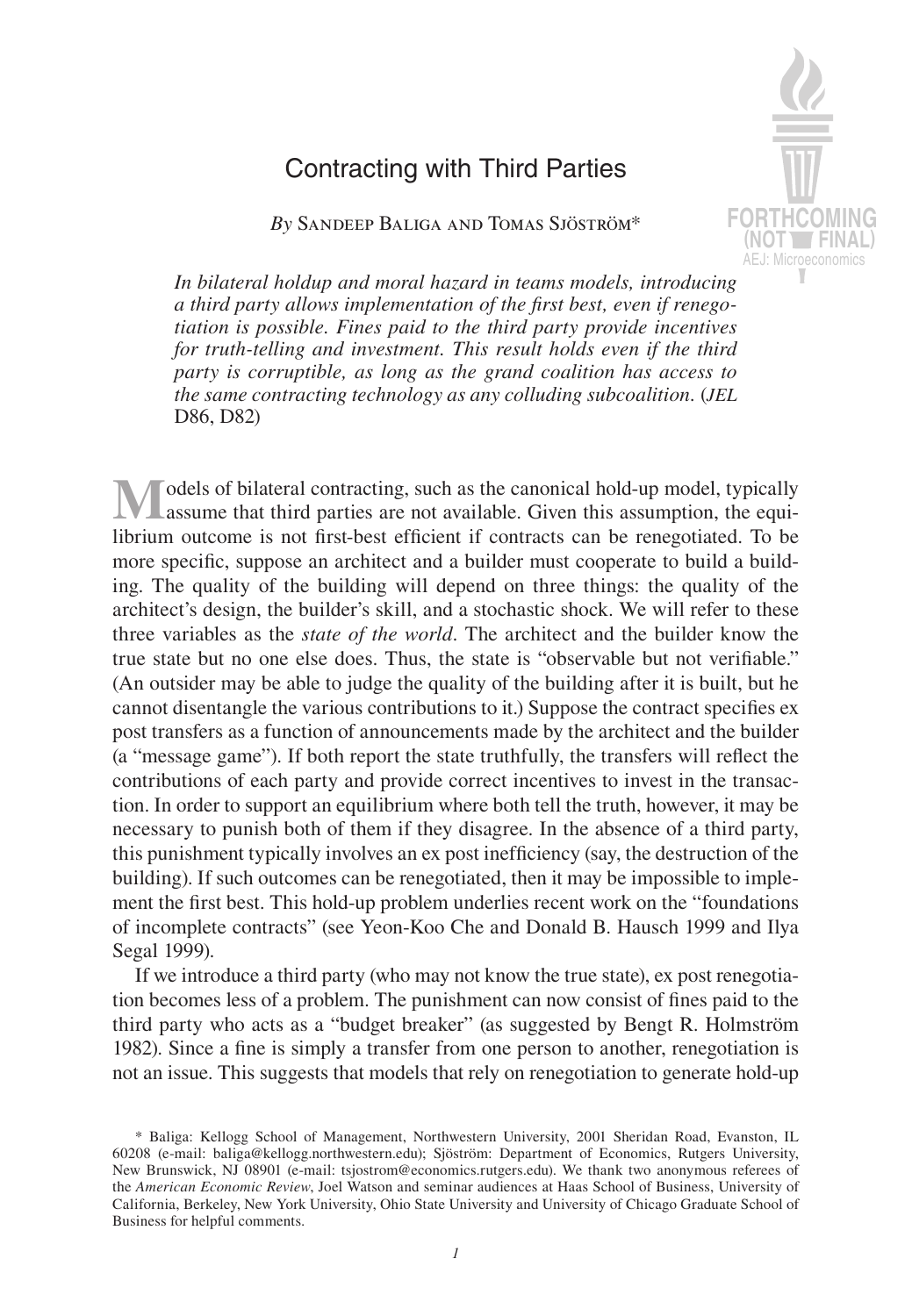# Contracting with Third Parties

*By* Sandeep Baliga and Tomas Sjöström*

*In bilateral holdup and moral hazard in teams models, introducing a third party allows implementation of the first best, even if renegotiation is possible. Fines paid to the third party provide incentives for truth-telling and investment. This result holds even if the third party is corruptible, as long as the grand coalition has access to the same contracting technology as any colluding subcoalition.* (*JEL* D86, D82)

Models of bilateral contracting, such as the canonical hold-up model, typically assume that third parties are not available. Given this assumption, the equilibrium outcome is not first-best efficient if contracts can be renegotiated. To be more specific, suppose an architect and a builder must cooperate to build a building. The quality of the building will depend on three things: the quality of the architect's design, the builder's skill, and a stochastic shock. We will refer to these three variables as the *state of the world*. The architect and the builder know the true state but no one else does. Thus, the state is "observable but not verifiable." (An outsider may be able to judge the quality of the building after it is built, but he cannot disentangle the various contributions to it.) Suppose the contract specifies ex post transfers as a function of announcements made by the architect and the builder (a "message game"). If both report the state truthfully, the transfers will reflect the contributions of each party and provide correct incentives to invest in the transaction. In order to support an equilibrium where both tell the truth, however, it may be necessary to punish both of them if they disagree. In the absence of a third party, this punishment typically involves an ex post inefficiency (say, the destruction of the building). If such outcomes can be renegotiated, then it may be impossible to implement the first best. This hold-up problem underlies recent work on the "foundations of incomplete contracts" (see Yeon-Koo Che and Donald B. Hausch 1999 and Ilya Segal 1999).

If we introduce a third party (who may not know the true state), ex post renegotiation becomes less of a problem. The punishment can now consist of fines paid to the third party who acts as a "budget breaker" (as suggested by Bengt R. Holmström 1982). Since a fine is simply a transfer from one person to another, renegotiation is not an issue. This suggests that models that rely on renegotiation to generate hold-up

\* Baliga: Kellogg School of Management, Northwestern University, 2001 Sheridan Road, Evanston, IL 60208 (e-mail: baliga@kellogg.northwestern.edu); Sjöström: Department of Economics, Rutgers University, New Brunswick, NJ 08901 (e-mail: tsjostrom@economics.rutgers.edu). We thank two anonymous referees of the *American Economic Review*, Joel Watson and seminar audiences at Haas School of Business, University of California, Berkeley, New York University, Ohio State University and University of Chicago Graduate School of Business for helpful comments.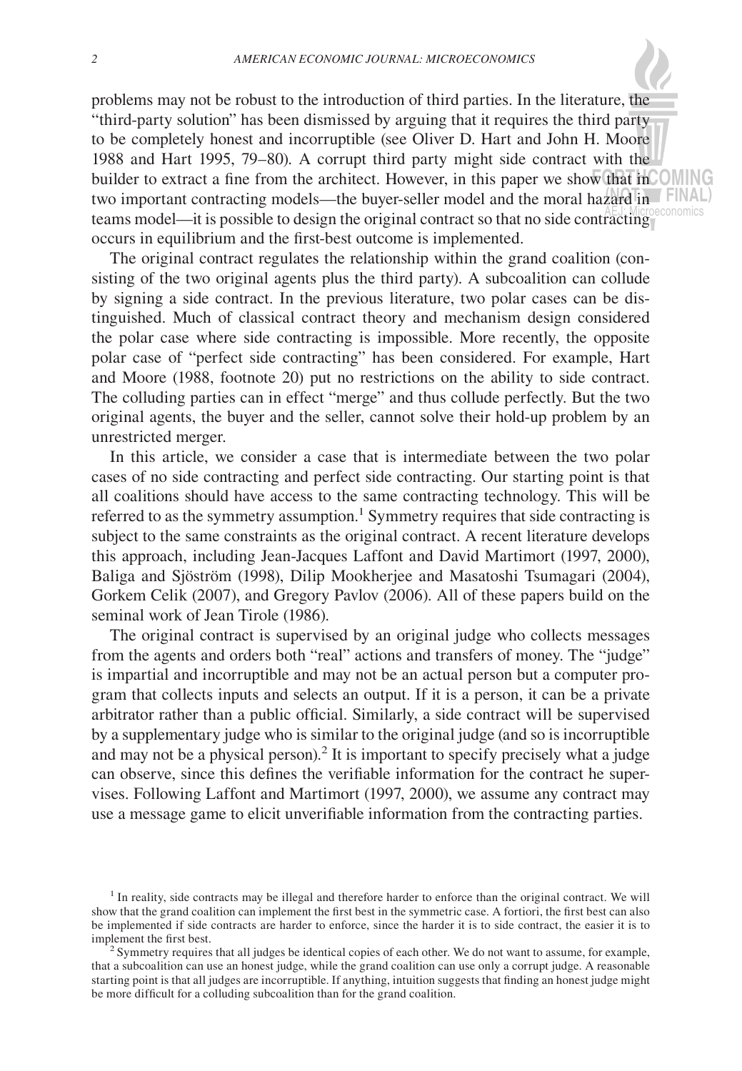problems may not be robust to the introduction of third parties. In the literature, the "third-party solution" has been dismissed by arguing that it requires the third party to be completely honest and incorruptible (see Oliver D. Hart and John H. Moore 1988 and Hart 1995, 79–80). A corrupt third party might side contract with the builder to extract a fine from the architect. However, in this paper we show that in two important contracting models—the buyer-seller model and the moral hazard in teams model—it is possible to design the original contract so that no side contracting occurs in equilibrium and the first-best outcome is implemented.

The original contract regulates the relationship within the grand coalition (consisting of the two original agents plus the third party). A subcoalition can collude by signing a side contract. In the previous literature, two polar cases can be distinguished. Much of classical contract theory and mechanism design considered the polar case where side contracting is impossible. More recently, the opposite polar case of "perfect side contracting" has been considered. For example, Hart and Moore (1988, footnote 20) put no restrictions on the ability to side contract. The colluding parties can in effect "merge" and thus collude perfectly. But the two original agents, the buyer and the seller, cannot solve their hold-up problem by an unrestricted merger.

In this article, we consider a case that is intermediate between the two polar cases of no side contracting and perfect side contracting. Our starting point is that all coalitions should have access to the same contracting technology. This will be referred to as the symmetry assumption.[1] Symmetry requires that side contracting is subject to the same constraints as the original contract. A recent literature develops this approach, including Jean-Jacques Laffont and David Martimort (1997, 2000), Baliga and Sjöström (1998), Dilip Mookherjee and Masatoshi Tsumagari (2004), Gorkem Celik (2007), and Gregory Pavlov (2006). All of these papers build on the seminal work of Jean Tirole (1986).

The original contract is supervised by an original judge who collects messages from the agents and orders both "real" actions and transfers of money. The "judge" is impartial and incorruptible and may not be an actual person but a computer program that collects inputs and selects an output. If it is a person, it can be a private arbitrator rather than a public official. Similarly, a side contract will be supervised by a supplementary judge who is similar to the original judge (and so is incorruptible and may not be a physical person).[2] It is important to specify precisely what a judge can observe, since this defines the verifiable information for the contract he supervises. Following Laffont and Martimort (1997, 2000), we assume any contract may use a message game to elicit unverifiable information from the contracting parties.

[1] In reality, side contracts may be illegal and therefore harder to enforce than the original contract. We will show that the grand coalition can implement the first best in the symmetric case. A fortiori, the first best can also be implemented if side contracts are harder to enforce, since the harder it is to side contract, the easier it is to implement the first best.

[2] Symmetry requires that all judges be identical copies of each other. We do not want to assume, for example, that a subcoalition can use an honest judge, while the grand coalition can use only a corrupt judge. A reasonable starting point is that all judges are incorruptible. If anything, intuition suggests that finding an honest judge might be more difficult for a colluding subcoalition than for the grand coalition.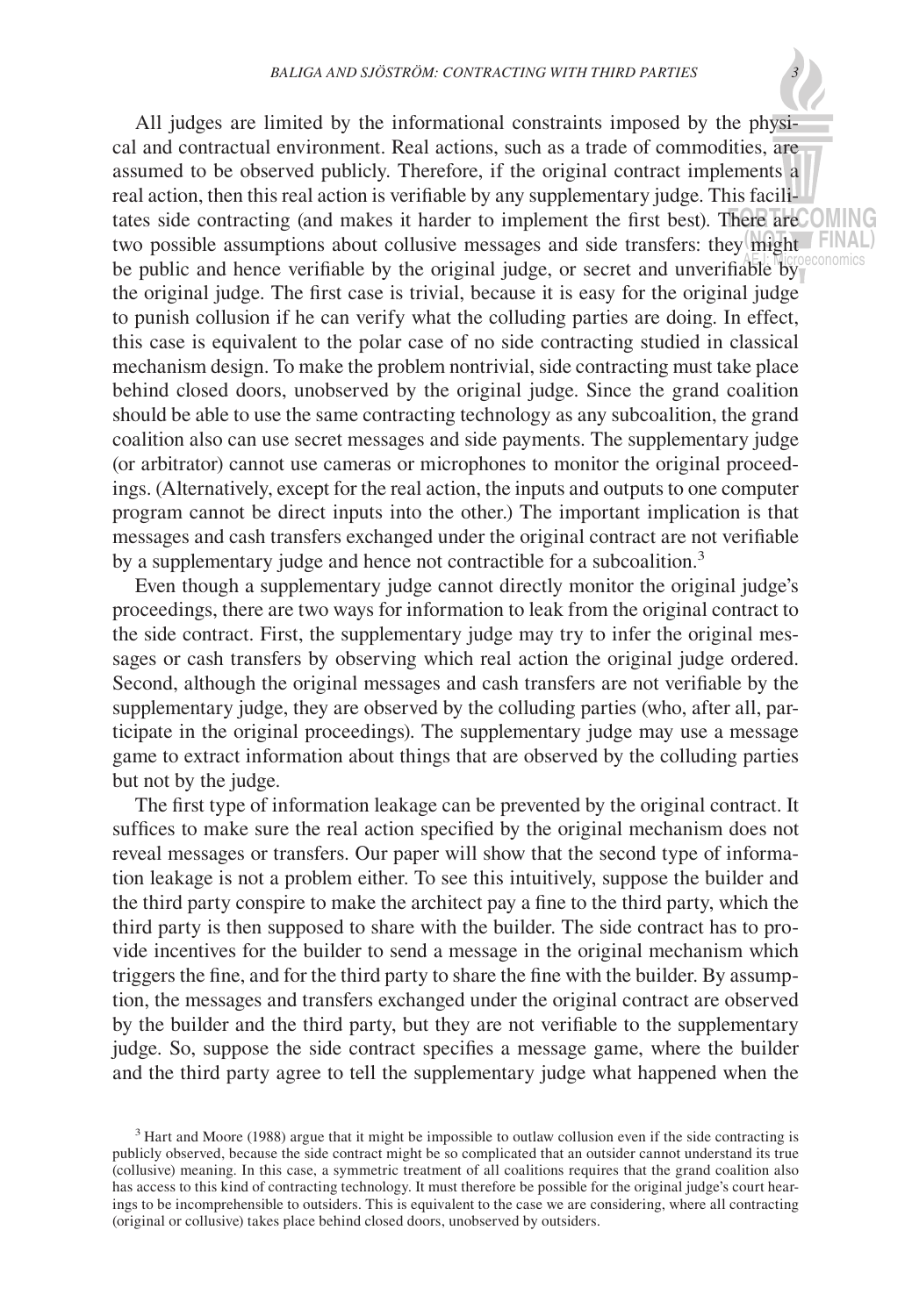All judges are limited by the informational constraints imposed by the physical and contractual environment. Real actions, such as a trade of commodities, are assumed to be observed publicly. Therefore, if the original contract implements a real action, then this real action is verifiable by any supplementary judge. This facilitates side contracting (and makes it harder to implement the first best). There are two possible assumptions about collusive messages and side transfers: they might be public and hence verifiable by the original judge, or secret and unverifiable by the original judge. The first case is trivial, because it is easy for the original judge to punish collusion if he can verify what the colluding parties are doing. In effect, this case is equivalent to the polar case of no side contracting studied in classical mechanism design. To make the problem nontrivial, side contracting must take place behind closed doors, unobserved by the original judge. Since the grand coalition should be able to use the same contracting technology as any subcoalition, the grand coalition also can use secret messages and side payments. The supplementary judge (or arbitrator) cannot use cameras or microphones to monitor the original proceedings. (Alternatively, except for the real action, the inputs and outputs to one computer program cannot be direct inputs into the other.) The important implication is that messages and cash transfers exchanged under the original contract are not verifiable by a supplementary judge and hence not contractible for a subcoalition.[3]

Even though a supplementary judge cannot directly monitor the original judge's proceedings, there are two ways for information to leak from the original contract to the side contract. First, the supplementary judge may try to infer the original messages or cash transfers by observing which real action the original judge ordered. Second, although the original messages and cash transfers are not verifiable by the supplementary judge, they are observed by the colluding parties (who, after all, participate in the original proceedings). The supplementary judge may use a message game to extract information about things that are observed by the colluding parties but not by the judge.

The first type of information leakage can be prevented by the original contract. It suffices to make sure the real action specified by the original mechanism does not reveal messages or transfers. Our paper will show that the second type of information leakage is not a problem either. To see this intuitively, suppose the builder and the third party conspire to make the architect pay a fine to the third party, which the third party is then supposed to share with the builder. The side contract has to provide incentives for the builder to send a message in the original mechanism which triggers the fine, and for the third party to share the fine with the builder. By assumption, the messages and transfers exchanged under the original contract are observed by the builder and the third party, but they are not verifiable to the supplementary judge. So, suppose the side contract specifies a message game, where the builder and the third party agree to tell the supplementary judge what happened when the

[3] Hart and Moore (1988) argue that it might be impossible to outlaw collusion even if the side contracting is publicly observed, because the side contract might be so complicated that an outsider cannot understand its true (collusive) meaning. In this case, a symmetric treatment of all coalitions requires that the grand coalition also has access to this kind of contracting technology. It must therefore be possible for the original judge's court hearings to be incomprehensible to outsiders. This is equivalent to the case we are considering, where all contracting (original or collusive) takes place behind closed doors, unobserved by outsiders.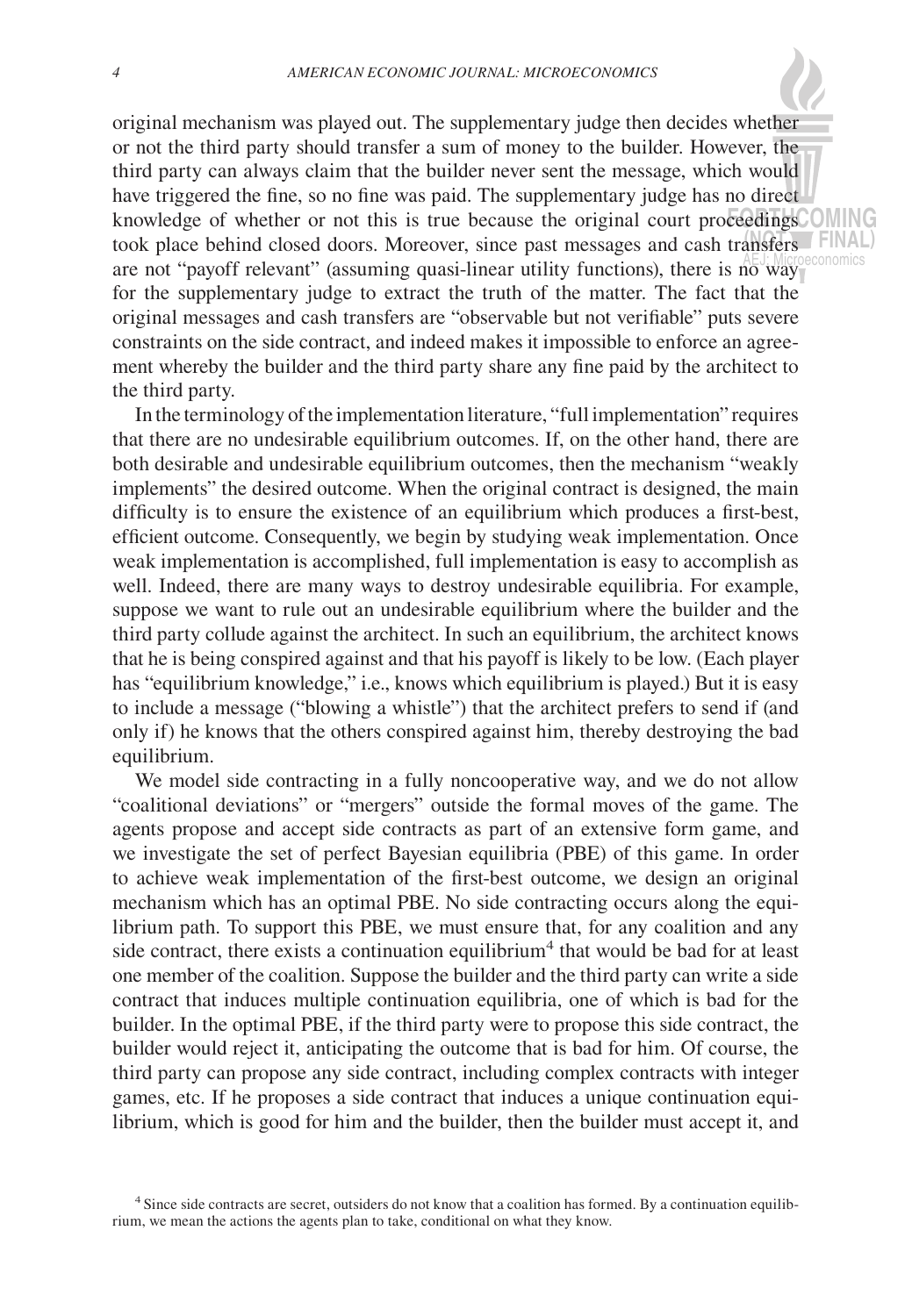original mechanism was played out. The supplementary judge then decides whether or not the third party should transfer a sum of money to the builder. However, the third party can always claim that the builder never sent the message, which would have triggered the fine, so no fine was paid. The supplementary judge has no direct knowledge of whether or not this is true because the original court proceedings took place behind closed doors. Moreover, since past messages and cash transfers are not "payoff relevant" (assuming quasi-linear utility functions), there is no way for the supplementary judge to extract the truth of the matter. The fact that the original messages and cash transfers are "observable but not verifiable" puts severe constraints on the side contract, and indeed makes it impossible to enforce an agreement whereby the builder and the third party share any fine paid by the architect to the third party.

In the terminology of the implementation literature, "full implementation" requires that there are no undesirable equilibrium outcomes. If, on the other hand, there are both desirable and undesirable equilibrium outcomes, then the mechanism "weakly implements" the desired outcome. When the original contract is designed, the main difficulty is to ensure the existence of an equilibrium which produces a first-best, efficient outcome. Consequently, we begin by studying weak implementation. Once weak implementation is accomplished, full implementation is easy to accomplish as well. Indeed, there are many ways to destroy undesirable equilibria. For example, suppose we want to rule out an undesirable equilibrium where the builder and the third party collude against the architect. In such an equilibrium, the architect knows that he is being conspired against and that his payoff is likely to be low. (Each player has "equilibrium knowledge," i.e., knows which equilibrium is played.) But it is easy to include a message ("blowing a whistle") that the architect prefers to send if (and only if) he knows that the others conspired against him, thereby destroying the bad equilibrium.

We model side contracting in a fully noncooperative way, and we do not allow "coalitional deviations" or "mergers" outside the formal moves of the game. The agents propose and accept side contracts as part of an extensive form game, and we investigate the set of perfect Bayesian equilibria (PBE) of this game. In order to achieve weak implementation of the first-best outcome, we design an original mechanism which has an optimal PBE. No side contracting occurs along the equilibrium path. To support this PBE, we must ensure that, for any coalition and any side contract, there exists a continuation equilibrium[4] that would be bad for at least one member of the coalition. Suppose the builder and the third party can write a side contract that induces multiple continuation equilibria, one of which is bad for the builder. In the optimal PBE, if the third party were to propose this side contract, the builder would reject it, anticipating the outcome that is bad for him. Of course, the third party can propose any side contract, including complex contracts with integer games, etc. If he proposes a side contract that induces a unique continuation equilibrium, which is good for him and the builder, then the builder must accept it, and

[4] Since side contracts are secret, outsiders do not know that a coalition has formed. By a continuation equilibrium, we mean the actions the agents plan to take, conditional on what they know.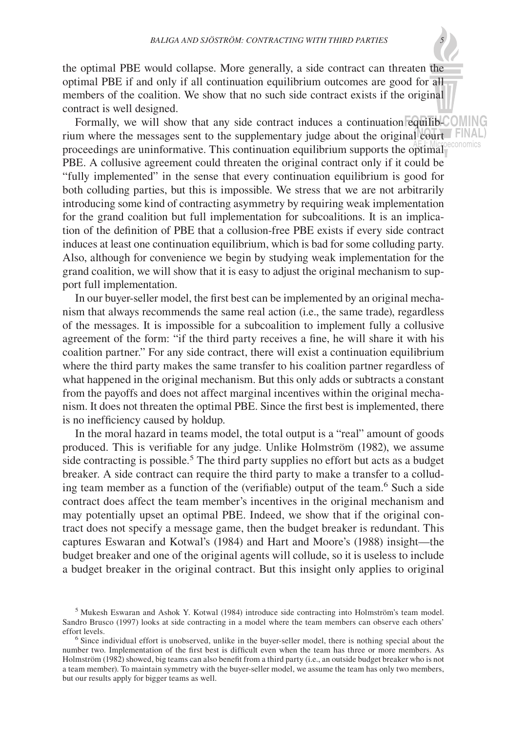the optimal PBE would collapse. More generally, a side contract can threaten the optimal PBE if and only if all continuation equilibrium outcomes are good for all members of the coalition. We show that no such side contract exists if the original contract is well designed.

Formally, we will show that any side contract induces a continuation equilibrium where the messages sent to the supplementary judge about the original court proceedings are uninformative. This continuation equilibrium supports the optimal PBE. A collusive agreement could threaten the original contract only if it could be "fully implemented" in the sense that every continuation equilibrium is good for both colluding parties, but this is impossible. We stress that we are not arbitrarily introducing some kind of contracting asymmetry by requiring weak implementation for the grand coalition but full implementation for subcoalitions. It is an implication of the definition of PBE that a collusion-free PBE exists if every side contract induces at least one continuation equilibrium, which is bad for some colluding party. Also, although for convenience we begin by studying weak implementation for the grand coalition, we will show that it is easy to adjust the original mechanism to support full implementation.

In our buyer-seller model, the first best can be implemented by an original mechanism that always recommends the same real action (i.e., the same trade), regardless of the messages. It is impossible for a subcoalition to implement fully a collusive agreement of the form: "if the third party receives a fine, he will share it with his coalition partner." For any side contract, there will exist a continuation equilibrium where the third party makes the same transfer to his coalition partner regardless of what happened in the original mechanism. But this only adds or subtracts a constant from the payoffs and does not affect marginal incentives within the original mechanism. It does not threaten the optimal PBE. Since the first best is implemented, there is no inefficiency caused by holdup.

In the moral hazard in teams model, the total output is a "real" amount of goods produced. This is verifiable for any judge. Unlike Holmström (1982), we assume side contracting is possible.[5] The third party supplies no effort but acts as a budget breaker. A side contract can require the third party to make a transfer to a colluding team member as a function of the (verifiable) output of the team.[6] Such a side contract does affect the team member's incentives in the original mechanism and may potentially upset an optimal PBE. Indeed, we show that if the original contract does not specify a message game, then the budget breaker is redundant. This captures Eswaran and Kotwal's (1984) and Hart and Moore's (1988) insight—the budget breaker and one of the original agents will collude, so it is useless to include a budget breaker in the original contract. But this insight only applies to original

[5] Mukesh Eswaran and Ashok Y. Kotwal (1984) introduce side contracting into Holmström's team model. Sandro Brusco (1997) looks at side contracting in a model where the team members can observe each others' effort levels.

[6] Since individual effort is unobserved, unlike in the buyer-seller model, there is nothing special about the number two. Implementation of the first best is difficult even when the team has three or more members. As Holmström (1982) showed, big teams can also benefit from a third party (i.e., an outside budget breaker who is not a team member). To maintain symmetry with the buyer-seller model, we assume the team has only two members, but our results apply for bigger teams as well.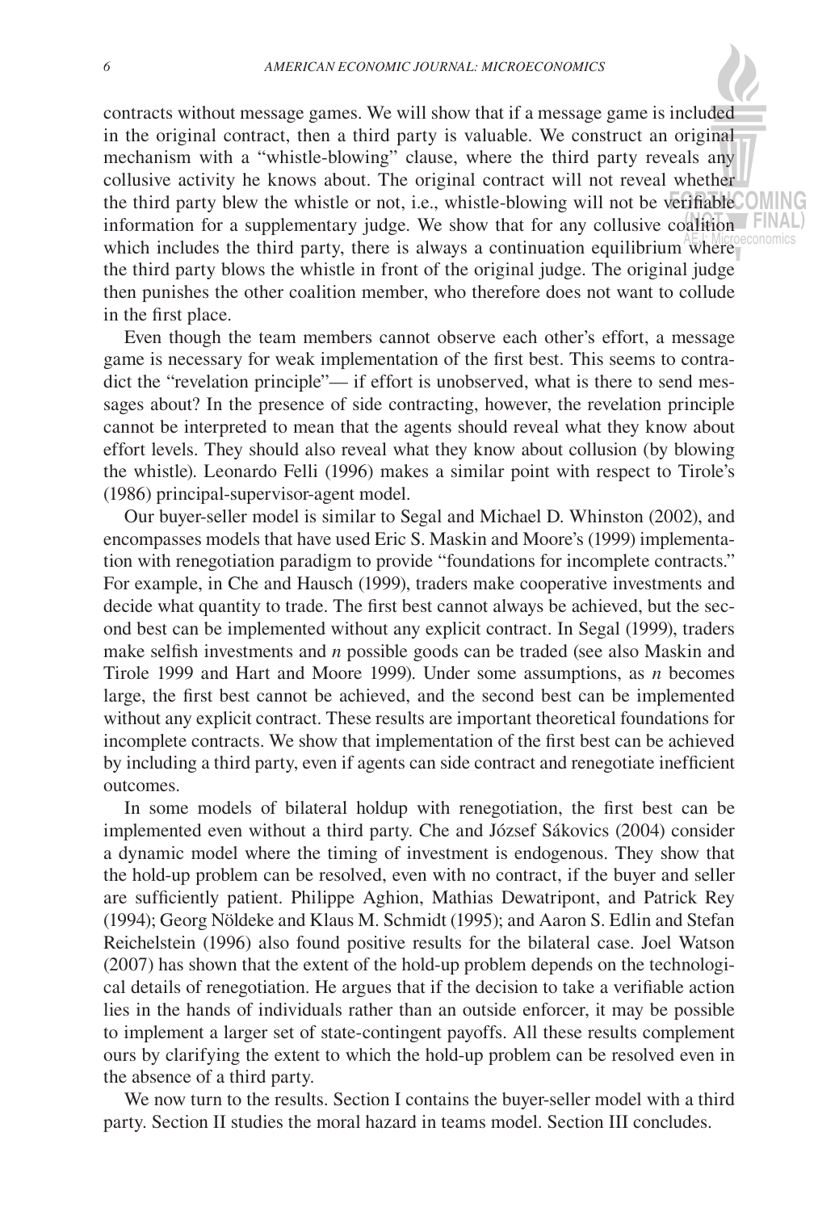contracts without message games. We will show that if a message game is included in the original contract, then a third party is valuable. We construct an original mechanism with a "whistle-blowing" clause, where the third party reveals any collusive activity he knows about. The original contract will not reveal whether the third party blew the whistle or not, i.e., whistle-blowing will not be verifiable information for a supplementary judge. We show that for any collusive coalition which includes the third party, there is always a continuation equilibrium where the third party blows the whistle in front of the original judge. The original judge then punishes the other coalition member, who therefore does not want to collude in the first place.

Even though the team members cannot observe each other's effort, a message game is necessary for weak implementation of the first best. This seems to contradict the "revelation principle"— if effort is unobserved, what is there to send messages about? In the presence of side contracting, however, the revelation principle cannot be interpreted to mean that the agents should reveal what they know about effort levels. They should also reveal what they know about collusion (by blowing the whistle). Leonardo Felli (1996) makes a similar point with respect to Tirole's (1986) principal-supervisor-agent model.

Our buyer-seller model is similar to Segal and Michael D. Whinston (2002), and encompasses models that have used Eric S. Maskin and Moore's (1999) implementation with renegotiation paradigm to provide "foundations for incomplete contracts." For example, in Che and Hausch (1999), traders make cooperative investments and decide what quantity to trade. The first best cannot always be achieved, but the second best can be implemented without any explicit contract. In Segal (1999), traders make selfish investments and $n$ possible goods can be traded (see also Maskin and Tirole 1999 and Hart and Moore 1999). Under some assumptions, as $n$ becomes large, the first best cannot be achieved, and the second best can be implemented without any explicit contract. These results are important theoretical foundations for incomplete contracts. We show that implementation of the first best can be achieved by including a third party, even if agents can side contract and renegotiate inefficient outcomes.

In some models of bilateral holdup with renegotiation, the first best can be implemented even without a third party. Che and József Sákovics (2004) consider a dynamic model where the timing of investment is endogenous. They show that the hold-up problem can be resolved, even with no contract, if the buyer and seller are sufficiently patient. Philippe Aghion, Mathias Dewatripont, and Patrick Rey (1994); Georg Nöldeke and Klaus M. Schmidt (1995); and Aaron S. Edlin and Stefan Reichelstein (1996) also found positive results for the bilateral case. Joel Watson (2007) has shown that the extent of the hold-up problem depends on the technological details of renegotiation. He argues that if the decision to take a verifiable action lies in the hands of individuals rather than an outside enforcer, it may be possible to implement a larger set of state-contingent payoffs. All these results complement ours by clarifying the extent to which the hold-up problem can be resolved even in the absence of a third party.

We now turn to the results. Section I contains the buyer-seller model with a third party. Section II studies the moral hazard in teams model. Section III concludes.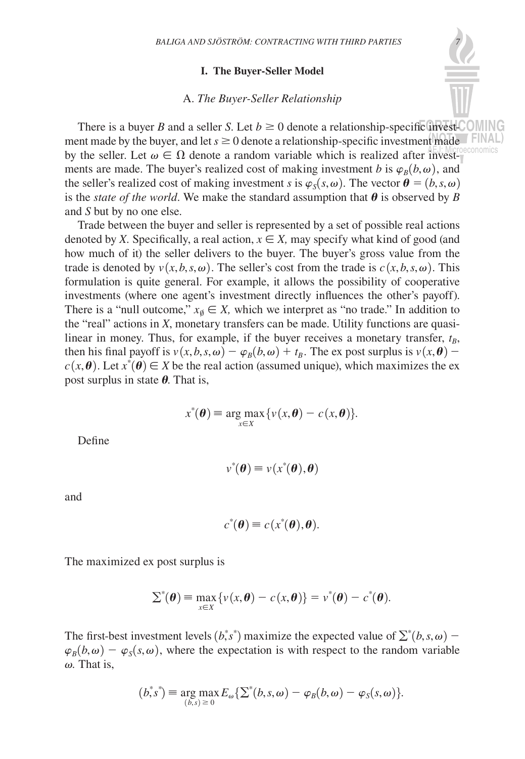## I. The Buyer-Seller Model

### A. *The Buyer-Seller Relationship*

There is a buyer $B$ and a seller $S$. Let $b \geq 0$ denote a relationship-specific investment made by the buyer, and let $s \geq 0$ denote a relationship-specific investment made by the seller. Let $\omega \in \Omega$ denote a random variable which is realized after investments are made. The buyer's realized cost of making investment $b$ is $\varphi_B(b, \omega)$, and the seller's realized cost of making investment $s$ is $\varphi_S(s, \omega)$. The vector $\boldsymbol{\theta} = (b, s, \omega)$ is the *state of the world*. We make the standard assumption that $\boldsymbol{\theta}$ is observed by $B$ and $S$ but by no one else.

Trade between the buyer and seller is represented by a set of possible real actions denoted by $X$. Specifically, a real action, $x \in X$, may specify what kind of good (and how much of it) the seller delivers to the buyer. The buyer's gross value from the trade is denoted by $v(x, b, s, \omega)$. The seller's cost from the trade is $c(x, b, s, \omega)$. This formulation is quite general. For example, it allows the possibility of cooperative investments (where one agent's investment directly influences the other's payoff). There is a "null outcome," $x_\emptyset \in X$, which we interpret as "no trade." In addition to the "real" actions in $X$, monetary transfers can be made. Utility functions are quasi-linear in money. Thus, for example, if the buyer receives a monetary transfer, $t_B$, then his final payoff is $v(x, b, s, \omega) - \varphi_B(b, \omega) + t_B$. The ex post surplus is $v(x, \boldsymbol{\theta}) - c(x, \boldsymbol{\theta})$. Let $x^*(\boldsymbol{\theta}) \in X$ be the real action (assumed unique), which maximizes the ex post surplus in state $\boldsymbol{\theta}$. That is,

$$x^*(\boldsymbol{\theta}) \equiv \arg\max_{x \in X} \{v(x, \boldsymbol{\theta}) - c(x, \boldsymbol{\theta})\}.$$

Define

$$v^*(\boldsymbol{\theta}) \equiv v(x^*(\boldsymbol{\theta}), \boldsymbol{\theta})$$

and

$$c^*(\boldsymbol{\theta}) \equiv c(x^*(\boldsymbol{\theta}), \boldsymbol{\theta}).$$

The maximized ex post surplus is

$$\Sigma^*(\boldsymbol{\theta}) \equiv \max_{x \in X} \{v(x, \boldsymbol{\theta}) - c(x, \boldsymbol{\theta})\} = v^*(\boldsymbol{\theta}) - c^*(\boldsymbol{\theta}).$$

The first-best investment levels $(b^*, s^*)$ maximize the expected value of $\Sigma^*(b, s, \omega) - \varphi_B(b, \omega) - \varphi_S(s, \omega)$, where the expectation is with respect to the random variable $\omega$. That is,

$$(b^*, s^*) \equiv \arg\max_{(b,s) \geq 0} E_\omega\{\Sigma^*(b, s, \omega) - \varphi_B(b, \omega) - \varphi_S(s, \omega)\}.$$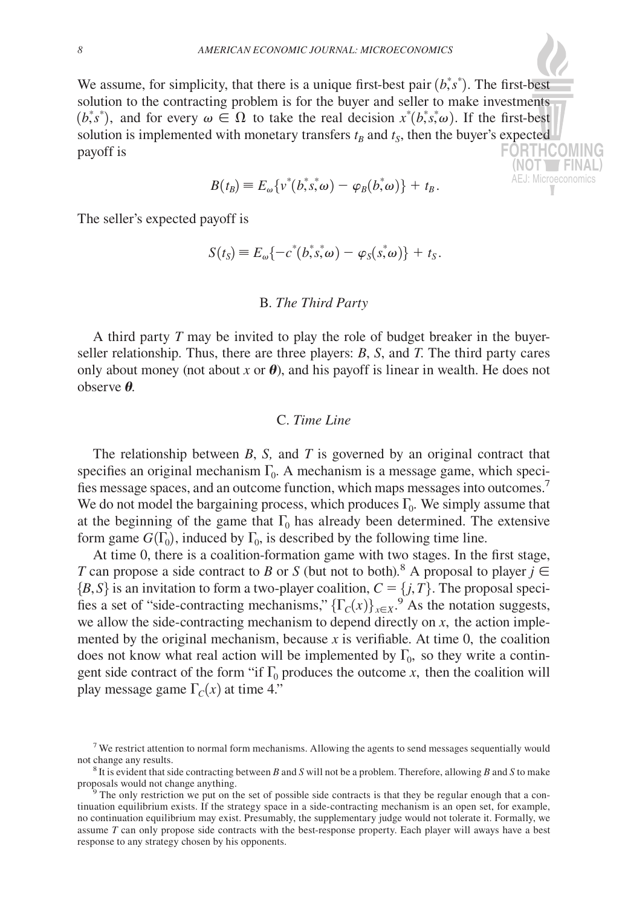We assume, for simplicity, that there is a unique first-best pair $(b^*, s^*)$. The first-best solution to the contracting problem is for the buyer and seller to make investments $(b^*, s^*)$, and for every $\omega \in \Omega$ to take the real decision $x^*(b^*, s^*, \omega)$. If the first-best solution is implemented with monetary transfers $t_B$ and $t_S$, then the buyer's expected payoff is

$$B(t_B) \equiv E_\omega\{v^*(b^*, s^*, \omega) - \varphi_B(b^*, \omega)\} + t_B.$$

The seller's expected payoff is

$$S(t_S) \equiv E_\omega\{-c^*(b^*, s^*, \omega) - \varphi_S(s^*, \omega)\} + t_S.$$

## B. *The Third Party*

A third party $T$ may be invited to play the role of budget breaker in the buyer-seller relationship. Thus, there are three players: $B$, $S$, and $T$. The third party cares only about money (not about $x$ or $\boldsymbol{\theta}$), and his payoff is linear in wealth. He does not observe $\boldsymbol{\theta}$.

## C. *Time Line*

The relationship between $B$, $S$, and $T$ is governed by an original contract that specifies an original mechanism $\Gamma_0$. A mechanism is a message game, which specifies message spaces, and an outcome function, which maps messages into outcomes.[7] We do not model the bargaining process, which produces $\Gamma_0$. We simply assume that at the beginning of the game that $\Gamma_0$ has already been determined. The extensive form game $G(\Gamma_0)$, induced by $\Gamma_0$, is described by the following time line.

At time 0, there is a coalition-formation game with two stages. In the first stage, $T$ can propose a side contract to $B$ or $S$ (but not to both).[8] A proposal to player $j \in \{B, S\}$ is an invitation to form a two-player coalition, $C = \{j, T\}$. The proposal specifies a set of "side-contracting mechanisms," $\{\Gamma_C(x)\}_{x \in X}$.[9] As the notation suggests, we allow the side-contracting mechanism to depend directly on $x$, the action implemented by the original mechanism, because $x$ is verifiable. At time 0, the coalition does not know what real action will be implemented by $\Gamma_0$, so they write a contingent side contract of the form "if $\Gamma_0$ produces the outcome $x$, then the coalition will play message game $\Gamma_C(x)$ at time 4."

[7] We restrict attention to normal form mechanisms. Allowing the agents to send messages sequentially would not change any results.

[8] It is evident that side contracting between $B$ and $S$ will not be a problem. Therefore, allowing $B$ and $S$ to make proposals would not change anything.

[9] The only restriction we put on the set of possible side contracts is that they be regular enough that a continuation equilibrium exists. If the strategy space in a side-contracting mechanism is an open set, for example, no continuation equilibrium may exist. Presumably, the supplementary judge would not tolerate it. Formally, we assume $T$ can only propose side contracts with the best-response property. Each player will aways have a best response to any strategy chosen by his opponents.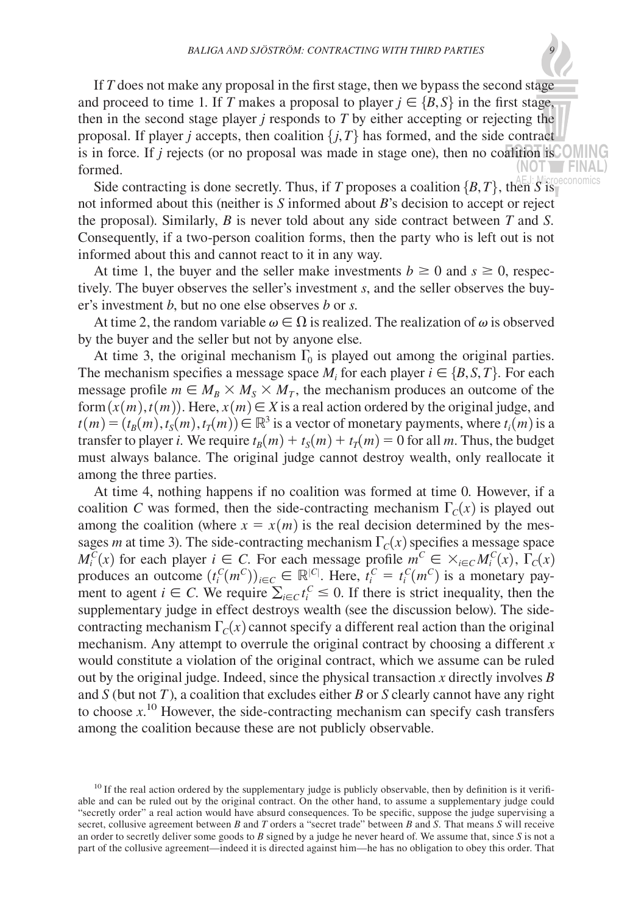If $T$ does not make any proposal in the first stage, then we bypass the second stage and proceed to time 1. If $T$ makes a proposal to player $j \in \{B, S\}$ in the first stage, then in the second stage player $j$ responds to $T$ by either accepting or rejecting the proposal. If player $j$ accepts, then coalition $\{j, T\}$ has formed, and the side contract is in force. If $j$ rejects (or no proposal was made in stage one), then no coalition is formed.

Side contracting is done secretly. Thus, if $T$ proposes a coalition $\{B, T\}$, then $S$ is not informed about this (neither is $S$ informed about $B$'s decision to accept or reject the proposal). Similarly, $B$ is never told about any side contract between $T$ and $S$. Consequently, if a two-person coalition forms, then the party who is left out is not informed about this and cannot react to it in any way.

At time 1, the buyer and the seller make investments $b \geq 0$ and $s \geq 0$, respectively. The buyer observes the seller's investment $s$, and the seller observes the buyer's investment $b$, but no one else observes $b$ or $s$.

At time 2, the random variable $\omega \in \Omega$ is realized. The realization of $\omega$ is observed by the buyer and the seller but not by anyone else.

At time 3, the original mechanism $\Gamma_0$ is played out among the original parties. The mechanism specifies a message space $M_i$ for each player $i \in \{B, S, T\}$. For each message profile $m \in M_B \times M_S \times M_T$, the mechanism produces an outcome of the form $(x(m), t(m))$. Here, $x(m) \in X$ is a real action ordered by the original judge, and $t(m) = (t_B(m), t_S(m), t_T(m)) \in \mathbb{R}^3$ is a vector of monetary payments, where $t_i(m)$ is a transfer to player $i$. We require $t_B(m) + t_S(m) + t_T(m) = 0$ for all $m$. Thus, the budget must always balance. The original judge cannot destroy wealth, only reallocate it among the three parties.

At time 4, nothing happens if no coalition was formed at time 0. However, if a coalition $C$ was formed, then the side-contracting mechanism $\Gamma_C(x)$ is played out among the coalition (where $x = x(m)$ is the real decision determined by the messages $m$ at time 3). The side-contracting mechanism $\Gamma_C(x)$ specifies a message space $M_i^C(x)$ for each player $i \in C$. For each message profile $m^C \in \times_{i \in C} M_i^C(x)$, $\Gamma_C(x)$ produces an outcome $(t_i^C(m^C))_{i \in C} \in \mathbb{R}^{|C|}$. Here, $t_i^C = t_i^C(m^C)$ is a monetary payment to agent $i \in C$. We require $\sum_{i \in C} t_i^C \leq 0$. If there is strict inequality, then the supplementary judge in effect destroys wealth (see the discussion below). The side-contracting mechanism $\Gamma_C(x)$ cannot specify a different real action than the original mechanism. Any attempt to overrule the original contract by choosing a different $x$ would constitute a violation of the original contract, which we assume can be ruled out by the original judge. Indeed, since the physical transaction $x$ directly involves $B$ and $S$ (but not $T$), a coalition that excludes either $B$ or $S$ clearly cannot have any right to choose $x$.[10] However, the side-contracting mechanism can specify cash transfers among the coalition because these are not publicly observable.

[10] If the real action ordered by the supplementary judge is publicly observable, then by definition is it verifiable and can be ruled out by the original contract. On the other hand, to assume a supplementary judge could "secretly order" a real action would have absurd consequences. To be specific, suppose the judge supervising a secret, collusive agreement between $B$ and $T$ orders a "secret trade" between $B$ and $S$. That means $S$ will receive an order to secretly deliver some goods to $B$ signed by a judge he never heard of. We assume that, since $S$ is not a part of the collusive agreement—indeed it is directed against him—he has no obligation to obey this order. That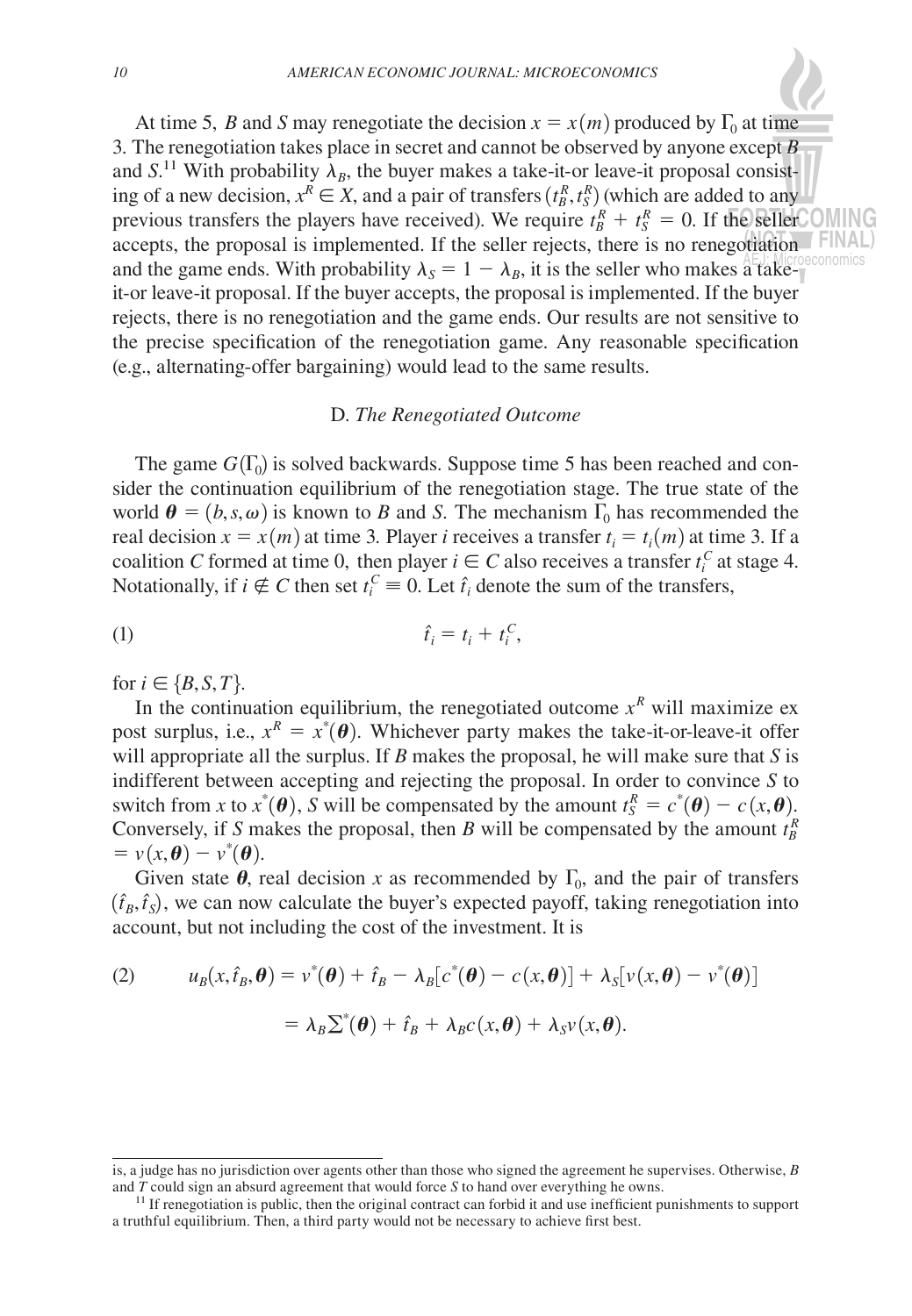At time 5, $B$ and $S$ may renegotiate the decision $x = x(m)$ produced by $\Gamma_0$ at time 3. The renegotiation takes place in secret and cannot be observed by anyone except $B$ and $S$.[11] With probability $\lambda_B$, the buyer makes a take-it-or leave-it proposal consisting of a new decision, $x^R \in X$, and a pair of transfers $(t_B^R, t_S^R)$ (which are added to any previous transfers the players have received). We require $t_B^R + t_S^R = 0$. If the seller accepts, the proposal is implemented. If the seller rejects, there is no renegotiation and the game ends. With probability $\lambda_S = 1 - \lambda_B$, it is the seller who makes a take-it-or leave-it proposal. If the buyer accepts, the proposal is implemented. If the buyer rejects, there is no renegotiation and the game ends. Our results are not sensitive to the precise specification of the renegotiation game. Any reasonable specification (e.g., alternating-offer bargaining) would lead to the same results.

### D. *The Renegotiated Outcome*

The game $G(\Gamma_0)$ is solved backwards. Suppose time 5 has been reached and consider the continuation equilibrium of the renegotiation stage. The true state of the world $\boldsymbol{\theta} = (b, s, \omega)$ is known to $B$ and $S$. The mechanism $\Gamma_0$ has recommended the real decision $x = x(m)$ at time 3. Player $i$ receives a transfer $t_i = t_i(m)$ at time 3. If a coalition $C$ formed at time 0, then player $i \in C$ also receives a transfer $t_i^C$ at stage 4. Notationally, if $i \notin C$ then set $t_i^C \equiv 0$. Let $\hat{t}_i$ denote the sum of the transfers,

$$\hat{t}_i = t_i + t_i^C, \tag{1}$$

for $i \in \{B, S, T\}$.

In the continuation equilibrium, the renegotiated outcome $x^R$ will maximize ex post surplus, i.e., $x^R = x^*(\boldsymbol{\theta})$. Whichever party makes the take-it-or-leave-it offer will appropriate all the surplus. If $B$ makes the proposal, he will make sure that $S$ is indifferent between accepting and rejecting the proposal. In order to convince $S$ to switch from $x$ to $x^*(\boldsymbol{\theta})$, $S$ will be compensated by the amount $t_S^R = c^*(\boldsymbol{\theta}) - c(x, \boldsymbol{\theta})$. Conversely, if $S$ makes the proposal, then $B$ will be compensated by the amount $t_B^R = v(x, \boldsymbol{\theta}) - v^*(\boldsymbol{\theta})$.

Given state $\boldsymbol{\theta}$, real decision $x$ as recommended by $\Gamma_0$, and the pair of transfers $(\hat{t}_B, \hat{t}_S)$, we can now calculate the buyer's expected payoff, taking renegotiation into account, but not including the cost of the investment. It is

$$\begin{aligned} u_B(x, \hat{t}_B, \boldsymbol{\theta}) &= v^*(\boldsymbol{\theta}) + \hat{t}_B - \lambda_B[c^*(\boldsymbol{\theta}) - c(x, \boldsymbol{\theta})] + \lambda_S[v(x, \boldsymbol{\theta}) - v^*(\boldsymbol{\theta})] \\ &= \lambda_B \textstyle\sum^*(\boldsymbol{\theta}) + \hat{t}_B + \lambda_B c(x, \boldsymbol{\theta}) + \lambda_S v(x, \boldsymbol{\theta}). \end{aligned} \tag{2}$$

---

is, a judge has no jurisdiction over agents other than those who signed the agreement he supervises. Otherwise, $B$ and $T$ could sign an absurd agreement that would force $S$ to hand over everything he owns.

[11] If renegotiation is public, then the original contract can forbid it and use inefficient punishments to support a truthful equilibrium. Then, a third party would not be necessary to achieve first best.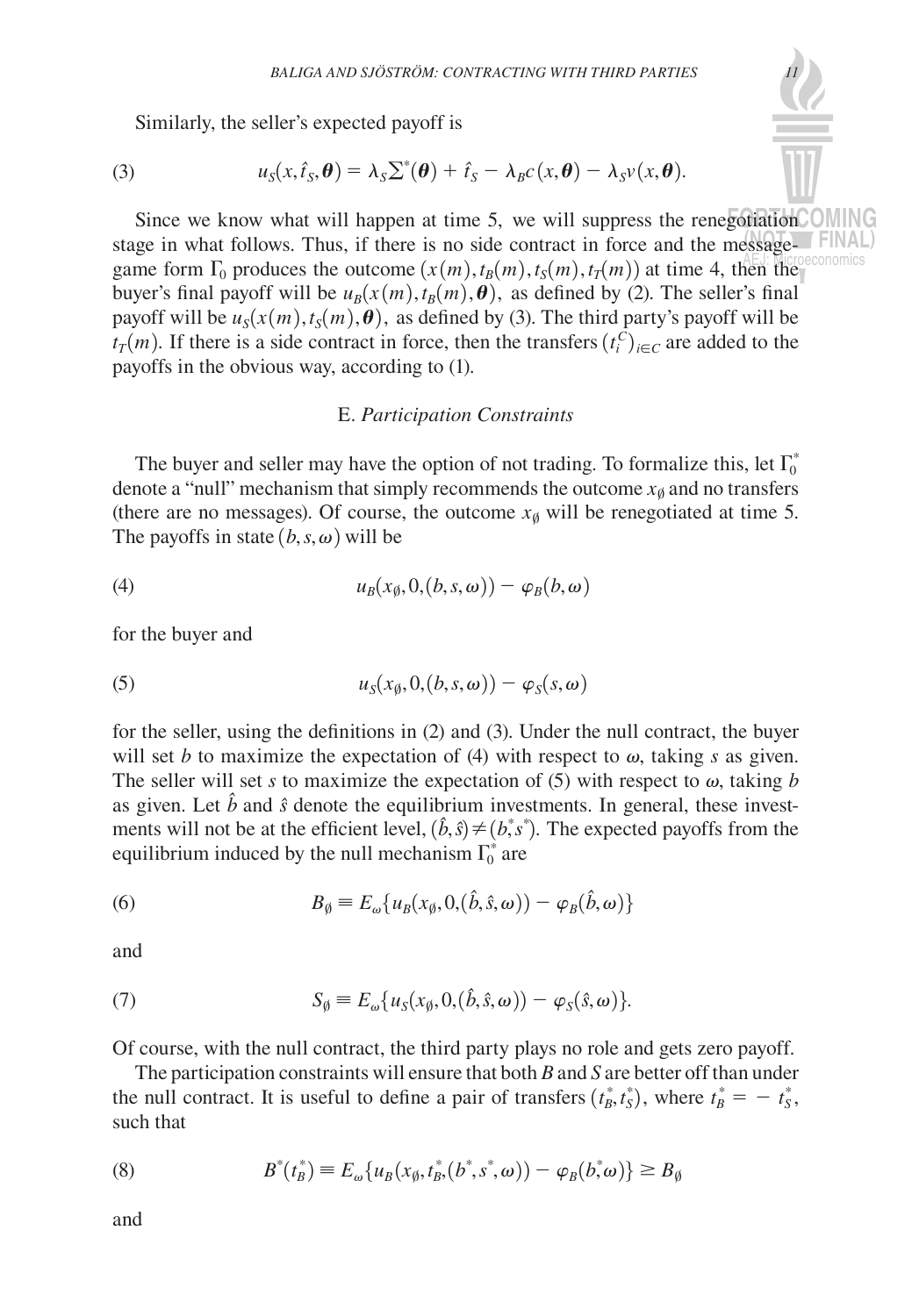Similarly, the seller's expected payoff is

$$u_S(x, \hat{t}_S, \boldsymbol{\theta}) = \lambda_S \Sigma^*(\boldsymbol{\theta}) + \hat{t}_S - \lambda_B c(x, \boldsymbol{\theta}) - \lambda_S v(x, \boldsymbol{\theta}). \tag{3}$$

Since we know what will happen at time 5, we will suppress the renegotiation stage in what follows. Thus, if there is no side contract in force and the message-game form $\Gamma_0$ produces the outcome $(x(m), t_B(m), t_S(m), t_T(m))$ at time 4, then the buyer's final payoff will be $u_B(x(m), t_B(m), \boldsymbol{\theta})$, as defined by (2). The seller's final payoff will be $u_S(x(m), t_S(m), \boldsymbol{\theta})$, as defined by (3). The third party's payoff will be $t_T(m)$. If there is a side contract in force, then the transfers $(t_i^C)_{i \in C}$ are added to the payoffs in the obvious way, according to (1).

### E. *Participation Constraints*

The buyer and seller may have the option of not trading. To formalize this, let $\Gamma_0^*$ denote a "null" mechanism that simply recommends the outcome $x_\emptyset$ and no transfers (there are no messages). Of course, the outcome $x_\emptyset$ will be renegotiated at time 5. The payoffs in state $(b, s, \omega)$ will be

$$u_B(x_\emptyset, 0, (b, s, \omega)) - \varphi_B(b, \omega) \tag{4}$$

for the buyer and

$$u_S(x_\emptyset, 0, (b, s, \omega)) - \varphi_S(s, \omega) \tag{5}$$

for the seller, using the definitions in (2) and (3). Under the null contract, the buyer will set $b$ to maximize the expectation of (4) with respect to $\omega$, taking $s$ as given. The seller will set $s$ to maximize the expectation of (5) with respect to $\omega$, taking $b$ as given. Let $\hat{b}$ and $\hat{s}$ denote the equilibrium investments. In general, these investments will not be at the efficient level, $(\hat{b}, \hat{s}) \neq (b^*, s^*)$. The expected payoffs from the equilibrium induced by the null mechanism $\Gamma_0^*$ are

$$B_\emptyset \equiv E_\omega\{u_B(x_\emptyset, 0, (\hat{b}, \hat{s}, \omega)) - \varphi_B(\hat{b}, \omega)\} \tag{6}$$

and

$$S_\emptyset \equiv E_\omega\{u_S(x_\emptyset, 0, (\hat{b}, \hat{s}, \omega)) - \varphi_S(\hat{s}, \omega)\}. \tag{7}$$

Of course, with the null contract, the third party plays no role and gets zero payoff.

The participation constraints will ensure that both $B$ and $S$ are better off than under the null contract. It is useful to define a pair of transfers $(t_B^*, t_S^*)$, where $t_B^* = -t_S^*$, such that

$$B^*(t_B^*) \equiv E_\omega\{u_B(x_\emptyset, t_B^*, (b^*, s^*, \omega)) - \varphi_B(b^*, \omega)\} \geq B_\emptyset \tag{8}$$

and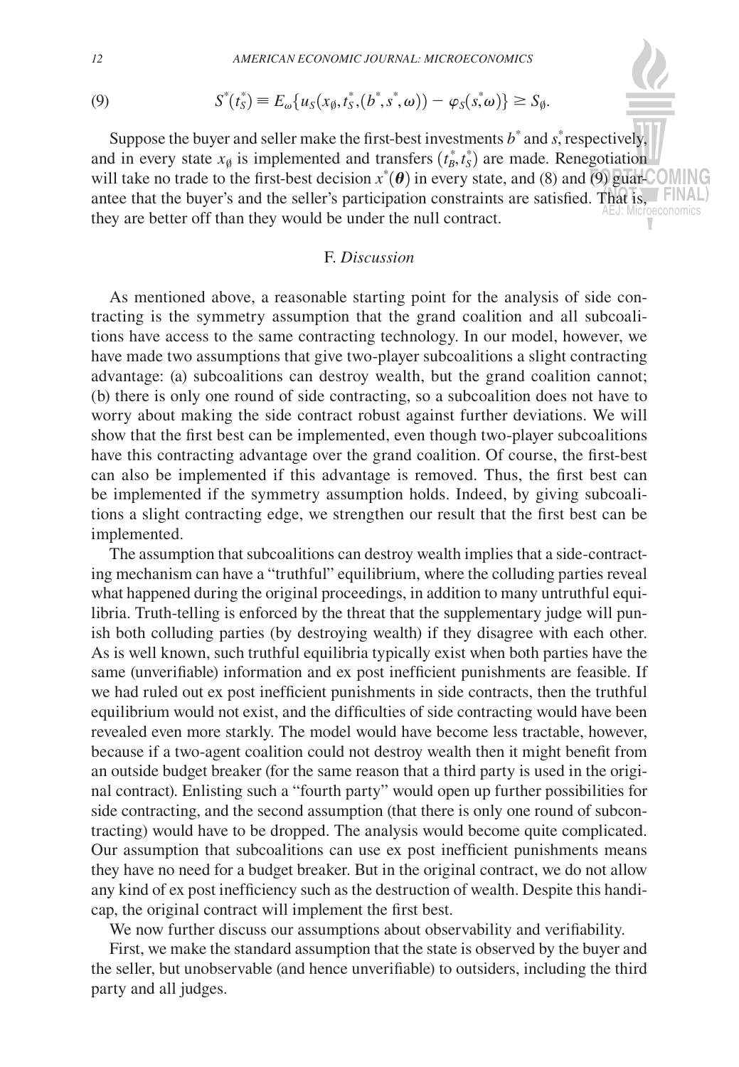$$S^*(t_S^*) \equiv E_\omega\{u_S(x_\emptyset, t_S^*, (b^*, s^*, \omega)) - \varphi_S(s^*, \omega)\} \geq S_\emptyset. \tag{9}$$

Suppose the buyer and seller make the first-best investments $b^*$ and $s^*$, respectively, and in every state $x_\emptyset$ is implemented and transfers $(t_B^*, t_S^*)$ are made. Renegotiation will take no trade to the first-best decision $x^*(\boldsymbol{\theta})$ in every state, and (8) and (9) guarantee that the buyer's and the seller's participation constraints are satisfied. That is, they are better off than they would be under the null contract.

## F. *Discussion*

As mentioned above, a reasonable starting point for the analysis of side contracting is the symmetry assumption that the grand coalition and all subcoalitions have access to the same contracting technology. In our model, however, we have made two assumptions that give two-player subcoalitions a slight contracting advantage: (a) subcoalitions can destroy wealth, but the grand coalition cannot; (b) there is only one round of side contracting, so a subcoalition does not have to worry about making the side contract robust against further deviations. We will show that the first best can be implemented, even though two-player subcoalitions have this contracting advantage over the grand coalition. Of course, the first-best can also be implemented if this advantage is removed. Thus, the first best can be implemented if the symmetry assumption holds. Indeed, by giving subcoalitions a slight contracting edge, we strengthen our result that the first best can be implemented.

The assumption that subcoalitions can destroy wealth implies that a side-contracting mechanism can have a "truthful" equilibrium, where the colluding parties reveal what happened during the original proceedings, in addition to many untruthful equilibria. Truth-telling is enforced by the threat that the supplementary judge will punish both colluding parties (by destroying wealth) if they disagree with each other. As is well known, such truthful equilibria typically exist when both parties have the same (unverifiable) information and ex post inefficient punishments are feasible. If we had ruled out ex post inefficient punishments in side contracts, then the truthful equilibrium would not exist, and the difficulties of side contracting would have been revealed even more starkly. The model would have become less tractable, however, because if a two-agent coalition could not destroy wealth then it might benefit from an outside budget breaker (for the same reason that a third party is used in the original contract). Enlisting such a "fourth party" would open up further possibilities for side contracting, and the second assumption (that there is only one round of subcontracting) would have to be dropped. The analysis would become quite complicated. Our assumption that subcoalitions can use ex post inefficient punishments means they have no need for a budget breaker. But in the original contract, we do not allow any kind of ex post inefficiency such as the destruction of wealth. Despite this handicap, the original contract will implement the first best.

We now further discuss our assumptions about observability and verifiability.

First, we make the standard assumption that the state is observed by the buyer and the seller, but unobservable (and hence unverifiable) to outsiders, including the third party and all judges.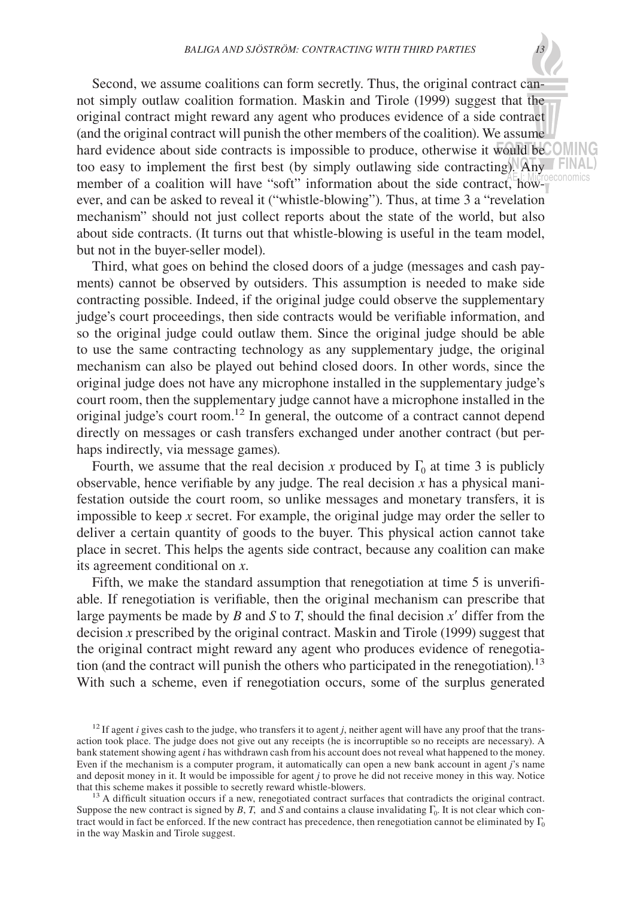Second, we assume coalitions can form secretly. Thus, the original contract cannot simply outlaw coalition formation. Maskin and Tirole (1999) suggest that the original contract might reward any agent who produces evidence of a side contract (and the original contract will punish the other members of the coalition). We assume hard evidence about side contracts is impossible to produce, otherwise it would be too easy to implement the first best (by simply outlawing side contracting). Any member of a coalition will have "soft" information about the side contract, however, and can be asked to reveal it ("whistle-blowing"). Thus, at time 3 a "revelation mechanism" should not just collect reports about the state of the world, but also about side contracts. (It turns out that whistle-blowing is useful in the team model, but not in the buyer-seller model).

Third, what goes on behind the closed doors of a judge (messages and cash payments) cannot be observed by outsiders. This assumption is needed to make side contracting possible. Indeed, if the original judge could observe the supplementary judge's court proceedings, then side contracts would be verifiable information, and so the original judge could outlaw them. Since the original judge should be able to use the same contracting technology as any supplementary judge, the original mechanism can also be played out behind closed doors. In other words, since the original judge does not have any microphone installed in the supplementary judge's court room, then the supplementary judge cannot have a microphone installed in the original judge's court room.[12] In general, the outcome of a contract cannot depend directly on messages or cash transfers exchanged under another contract (but perhaps indirectly, via message games).

Fourth, we assume that the real decision $x$ produced by $\Gamma_0$ at time 3 is publicly observable, hence verifiable by any judge. The real decision $x$ has a physical manifestation outside the court room, so unlike messages and monetary transfers, it is impossible to keep $x$ secret. For example, the original judge may order the seller to deliver a certain quantity of goods to the buyer. This physical action cannot take place in secret. This helps the agents side contract, because any coalition can make its agreement conditional on $x$.

Fifth, we make the standard assumption that renegotiation at time 5 is unverifiable. If renegotiation is verifiable, then the original mechanism can prescribe that large payments be made by $B$ and $S$ to $T$, should the final decision $x'$ differ from the decision $x$ prescribed by the original contract. Maskin and Tirole (1999) suggest that the original contract might reward any agent who produces evidence of renegotiation (and the contract will punish the others who participated in the renegotiation).[13] With such a scheme, even if renegotiation occurs, some of the surplus generated

[12] If agent $i$ gives cash to the judge, who transfers it to agent $j$, neither agent will have any proof that the transaction took place. The judge does not give out any receipts (he is incorruptible so no receipts are necessary). A bank statement showing agent $i$ has withdrawn cash from his account does not reveal what happened to the money. Even if the mechanism is a computer program, it automatically can open a new bank account in agent $j$'s name and deposit money in it. It would be impossible for agent $j$ to prove he did not receive money in this way. Notice that this scheme makes it possible to secretly reward whistle-blowers.

[13] A difficult situation occurs if a new, renegotiated contract surfaces that contradicts the original contract. Suppose the new contract is signed by $B$, $T$, and $S$ and contains a clause invalidating $\Gamma_0$. It is not clear which contract would in fact be enforced. If the new contract has precedence, then renegotiation cannot be eliminated by $\Gamma_0$ in the way Maskin and Tirole suggest.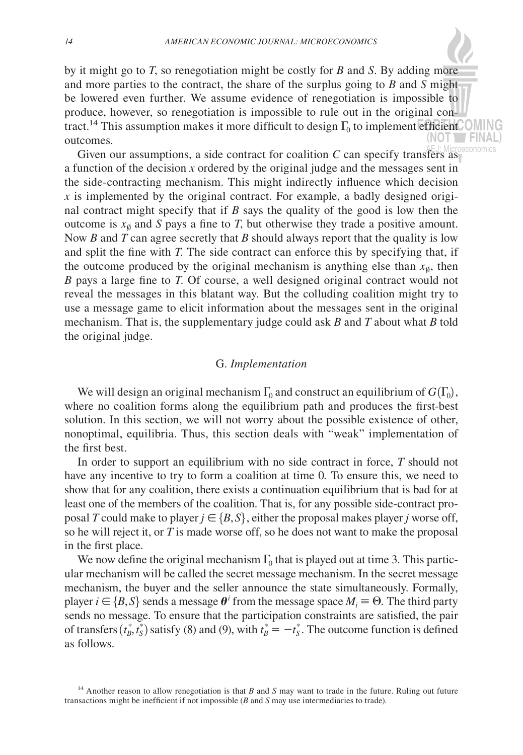by it might go to $T$, so renegotiation might be costly for $B$ and $S$. By adding more and more parties to the contract, the share of the surplus going to $B$ and $S$ might be lowered even further. We assume evidence of renegotiation is impossible to produce, however, so renegotiation is impossible to rule out in the original contract.[14] This assumption makes it more difficult to design $\Gamma_0$ to implement efficient outcomes.

Given our assumptions, a side contract for coalition $C$ can specify transfers as a function of the decision $x$ ordered by the original judge and the messages sent in the side-contracting mechanism. This might indirectly influence which decision $x$ is implemented by the original contract. For example, a badly designed original contract might specify that if $B$ says the quality of the good is low then the outcome is $x_{\emptyset}$ and $S$ pays a fine to $T$, but otherwise they trade a positive amount. Now $B$ and $T$ can agree secretly that $B$ should always report that the quality is low and split the fine with $T$. The side contract can enforce this by specifying that, if the outcome produced by the original mechanism is anything else than $x_{\emptyset}$, then $B$ pays a large fine to $T$. Of course, a well designed original contract would not reveal the messages in this blatant way. But the colluding coalition might try to use a message game to elicit information about the messages sent in the original mechanism. That is, the supplementary judge could ask $B$ and $T$ about what $B$ told the original judge.

### G. *Implementation*

We will design an original mechanism $\Gamma_0$ and construct an equilibrium of $G(\Gamma_0)$, where no coalition forms along the equilibrium path and produces the first-best solution. In this section, we will not worry about the possible existence of other, nonoptimal, equilibria. Thus, this section deals with "weak" implementation of the first best.

In order to support an equilibrium with no side contract in force, $T$ should not have any incentive to try to form a coalition at time 0. To ensure this, we need to show that for any coalition, there exists a continuation equilibrium that is bad for at least one of the members of the coalition. That is, for any possible side-contract proposal $T$ could make to player $j \in \{B, S\}$, either the proposal makes player $j$ worse off, so he will reject it, or $T$ is made worse off, so he does not want to make the proposal in the first place.

We now define the original mechanism $\Gamma_0$ that is played out at time 3. This particular mechanism will be called the secret message mechanism. In the secret message mechanism, the buyer and the seller announce the state simultaneously. Formally, player $i \in \{B, S\}$ sends a message $\boldsymbol{\theta}^i$ from the message space $M_i \equiv \Theta$. The third party sends no message. To ensure that the participation constraints are satisfied, the pair of transfers $(t_B^*, t_S^*)$ satisfy (8) and (9), with $t_B^* = -t_S^*$. The outcome function is defined as follows.

[14] Another reason to allow renegotiation is that $B$ and $S$ may want to trade in the future. Ruling out future transactions might be inefficient if not impossible ($B$ and $S$ may use intermediaries to trade).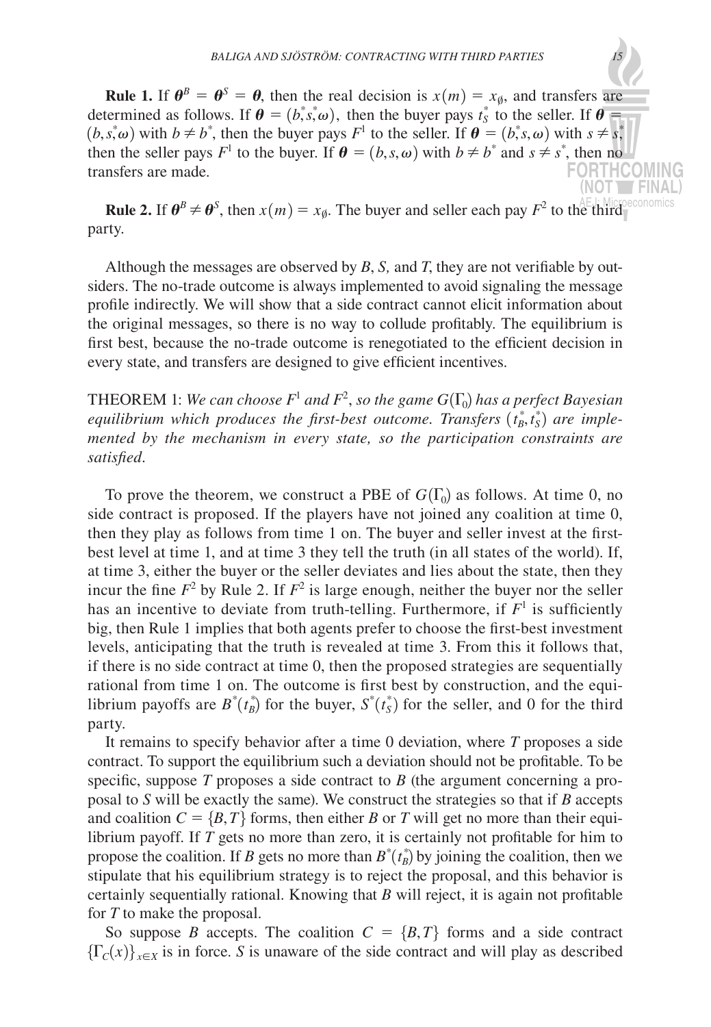**Rule 1.** If $\boldsymbol{\theta}^B = \boldsymbol{\theta}^S = \boldsymbol{\theta}$, then the real decision is $x(m) = x_\emptyset$, and transfers are determined as follows. If $\boldsymbol{\theta} = (b^*\!, s^*\!, \omega)$, then the buyer pays $t_S^*$ to the seller. If $\boldsymbol{\theta} = (b, s^*\!, \omega)$ with $b \neq b^*$, then the buyer pays $F^1$ to the seller. If $\boldsymbol{\theta} = (b^*\!, s, \omega)$ with $s \neq s^*$, then the seller pays $F^1$ to the buyer. If $\boldsymbol{\theta} = (b, s, \omega)$ with $b \neq b^*$ and $s \neq s^*$, then no transfers are made.

**Rule 2.** If $\boldsymbol{\theta}^B \neq \boldsymbol{\theta}^S$, then $x(m) = x_\emptyset$. The buyer and seller each pay $F^2$ to the third party.

Although the messages are observed by $B$, $S$, and $T$, they are not verifiable by outsiders. The no-trade outcome is always implemented to avoid signaling the message profile indirectly. We will show that a side contract cannot elicit information about the original messages, so there is no way to collude profitably. The equilibrium is first best, because the no-trade outcome is renegotiated to the efficient decision in every state, and transfers are designed to give efficient incentives.

THEOREM 1: *We can choose $F^1$ and $F^2$, so the game $G(\Gamma_0)$ has a perfect Bayesian equilibrium which produces the first-best outcome. Transfers $(t_B^*, t_S^*)$ are implemented by the mechanism in every state, so the participation constraints are satisfied.*

To prove the theorem, we construct a PBE of $G(\Gamma_0)$ as follows. At time 0, no side contract is proposed. If the players have not joined any coalition at time 0, then they play as follows from time 1 on. The buyer and seller invest at the first-best level at time 1, and at time 3 they tell the truth (in all states of the world). If, at time 3, either the buyer or the seller deviates and lies about the state, then they incur the fine $F^2$ by Rule 2. If $F^2$ is large enough, neither the buyer nor the seller has an incentive to deviate from truth-telling. Furthermore, if $F^1$ is sufficiently big, then Rule 1 implies that both agents prefer to choose the first-best investment levels, anticipating that the truth is revealed at time 3. From this it follows that, if there is no side contract at time 0, then the proposed strategies are sequentially rational from time 1 on. The outcome is first best by construction, and the equilibrium payoffs are $B^*(t_B^*)$ for the buyer, $S^*(t_S^*)$ for the seller, and 0 for the third party.

It remains to specify behavior after a time 0 deviation, where $T$ proposes a side contract. To support the equilibrium such a deviation should not be profitable. To be specific, suppose $T$ proposes a side contract to $B$ (the argument concerning a proposal to $S$ will be exactly the same). We construct the strategies so that if $B$ accepts and coalition $C = \{B, T\}$ forms, then either $B$ or $T$ will get no more than their equilibrium payoff. If $T$ gets no more than zero, it is certainly not profitable for him to propose the coalition. If $B$ gets no more than $B^*(t_B^*)$ by joining the coalition, then we stipulate that his equilibrium strategy is to reject the proposal, and this behavior is certainly sequentially rational. Knowing that $B$ will reject, it is again not profitable for $T$ to make the proposal.

So suppose $B$ accepts. The coalition $C = \{B, T\}$ forms and a side contract $\{\Gamma_C(x)\}_{x \in X}$ is in force. $S$ is unaware of the side contract and will play as described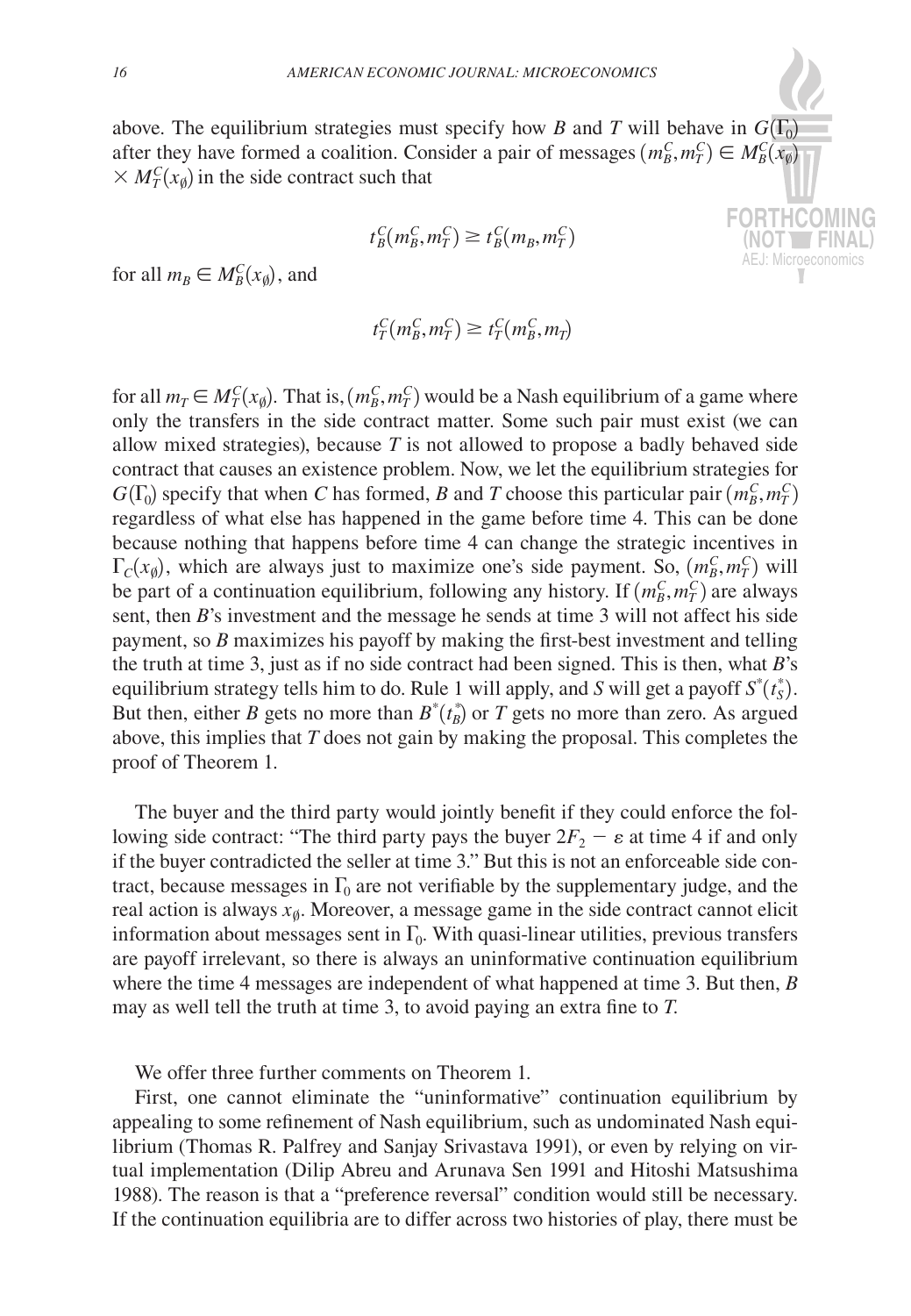above. The equilibrium strategies must specify how $B$ and $T$ will behave in $G(\Gamma_0)$ after they have formed a coalition. Consider a pair of messages $(m_B^C, m_T^C) \in M_B^C(x_\emptyset) \times M_T^C(x_\emptyset)$ in the side contract such that

$$t_B^C(m_B^C, m_T^C) \geq t_B^C(m_B, m_T^C)$$

for all $m_B \in M_B^C(x_\emptyset)$, and

$$t_T^C(m_B^C, m_T^C) \geq t_T^C(m_B^C, m_T)$$

for all $m_T \in M_T^C(x_\emptyset)$. That is, $(m_B^C, m_T^C)$ would be a Nash equilibrium of a game where only the transfers in the side contract matter. Some such pair must exist (we can allow mixed strategies), because $T$ is not allowed to propose a badly behaved side contract that causes an existence problem. Now, we let the equilibrium strategies for $G(\Gamma_0)$ specify that when $C$ has formed, $B$ and $T$ choose this particular pair $(m_B^C, m_T^C)$ regardless of what else has happened in the game before time 4. This can be done because nothing that happens before time 4 can change the strategic incentives in $\Gamma_C(x_\emptyset)$, which are always just to maximize one's side payment. So, $(m_B^C, m_T^C)$ will be part of a continuation equilibrium, following any history. If $(m_B^C, m_T^C)$ are always sent, then $B$'s investment and the message he sends at time 3 will not affect his side payment, so $B$ maximizes his payoff by making the first-best investment and telling the truth at time 3, just as if no side contract had been signed. This is then, what $B$'s equilibrium strategy tells him to do. Rule 1 will apply, and $S$ will get a payoff $S^*(t_S^*)$. But then, either $B$ gets no more than $B^*(t_B^*)$ or $T$ gets no more than zero. As argued above, this implies that $T$ does not gain by making the proposal. This completes the proof of Theorem 1.

The buyer and the third party would jointly benefit if they could enforce the following side contract: "The third party pays the buyer $2F_2 - \varepsilon$ at time 4 if and only if the buyer contradicted the seller at time 3." But this is not an enforceable side contract, because messages in $\Gamma_0$ are not verifiable by the supplementary judge, and the real action is always $x_\emptyset$. Moreover, a message game in the side contract cannot elicit information about messages sent in $\Gamma_0$. With quasi-linear utilities, previous transfers are payoff irrelevant, so there is always an uninformative continuation equilibrium where the time 4 messages are independent of what happened at time 3. But then, $B$ may as well tell the truth at time 3, to avoid paying an extra fine to $T$.

We offer three further comments on Theorem 1.

First, one cannot eliminate the "uninformative" continuation equilibrium by appealing to some refinement of Nash equilibrium, such as undominated Nash equilibrium (Thomas R. Palfrey and Sanjay Srivastava 1991), or even by relying on virtual implementation (Dilip Abreu and Arunava Sen 1991 and Hitoshi Matsushima 1988). The reason is that a "preference reversal" condition would still be necessary. If the continuation equilibria are to differ across two histories of play, there must be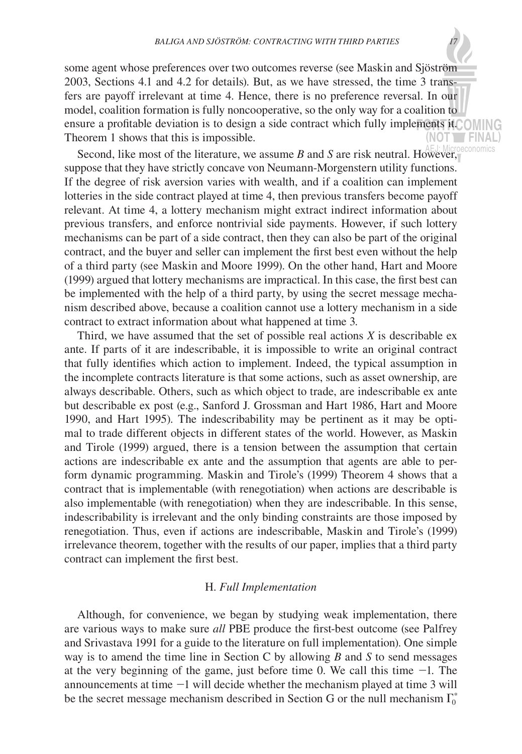some agent whose preferences over two outcomes reverse (see Maskin and Sjöström 2003, Sections 4.1 and 4.2 for details). But, as we have stressed, the time 3 transfers are payoff irrelevant at time 4. Hence, there is no preference reversal. In our model, coalition formation is fully noncooperative, so the only way for a coalition to ensure a profitable deviation is to design a side contract which fully implements it. Theorem 1 shows that this is impossible.

Second, like most of the literature, we assume $B$ and $S$ are risk neutral. However, suppose that they have strictly concave von Neumann-Morgenstern utility functions. If the degree of risk aversion varies with wealth, and if a coalition can implement lotteries in the side contract played at time 4, then previous transfers become payoff relevant. At time 4, a lottery mechanism might extract indirect information about previous transfers, and enforce nontrivial side payments. However, if such lottery mechanisms can be part of a side contract, then they can also be part of the original contract, and the buyer and seller can implement the first best even without the help of a third party (see Maskin and Moore 1999). On the other hand, Hart and Moore (1999) argued that lottery mechanisms are impractical. In this case, the first best can be implemented with the help of a third party, by using the secret message mechanism described above, because a coalition cannot use a lottery mechanism in a side contract to extract information about what happened at time 3.

Third, we have assumed that the set of possible real actions $X$ is describable ex ante. If parts of it are indescribable, it is impossible to write an original contract that fully identifies which action to implement. Indeed, the typical assumption in the incomplete contracts literature is that some actions, such as asset ownership, are always describable. Others, such as which object to trade, are indescribable ex ante but describable ex post (e.g., Sanford J. Grossman and Hart 1986, Hart and Moore 1990, and Hart 1995). The indescribability may be pertinent as it may be optimal to trade different objects in different states of the world. However, as Maskin and Tirole (1999) argued, there is a tension between the assumption that certain actions are indescribable ex ante and the assumption that agents are able to perform dynamic programming. Maskin and Tirole's (1999) Theorem 4 shows that a contract that is implementable (with renegotiation) when actions are describable is also implementable (with renegotiation) when they are indescribable. In this sense, indescribability is irrelevant and the only binding constraints are those imposed by renegotiation. Thus, even if actions are indescribable, Maskin and Tirole's (1999) irrelevance theorem, together with the results of our paper, implies that a third party contract can implement the first best.

### H. *Full Implementation*

Although, for convenience, we began by studying weak implementation, there are various ways to make sure *all* PBE produce the first-best outcome (see Palfrey and Srivastava 1991 for a guide to the literature on full implementation). One simple way is to amend the time line in Section C by allowing $B$ and $S$ to send messages at the very beginning of the game, just before time 0. We call this time $-1$. The announcements at time $-1$ will decide whether the mechanism played at time 3 will be the secret message mechanism described in Section G or the null mechanism $\Gamma_0^*$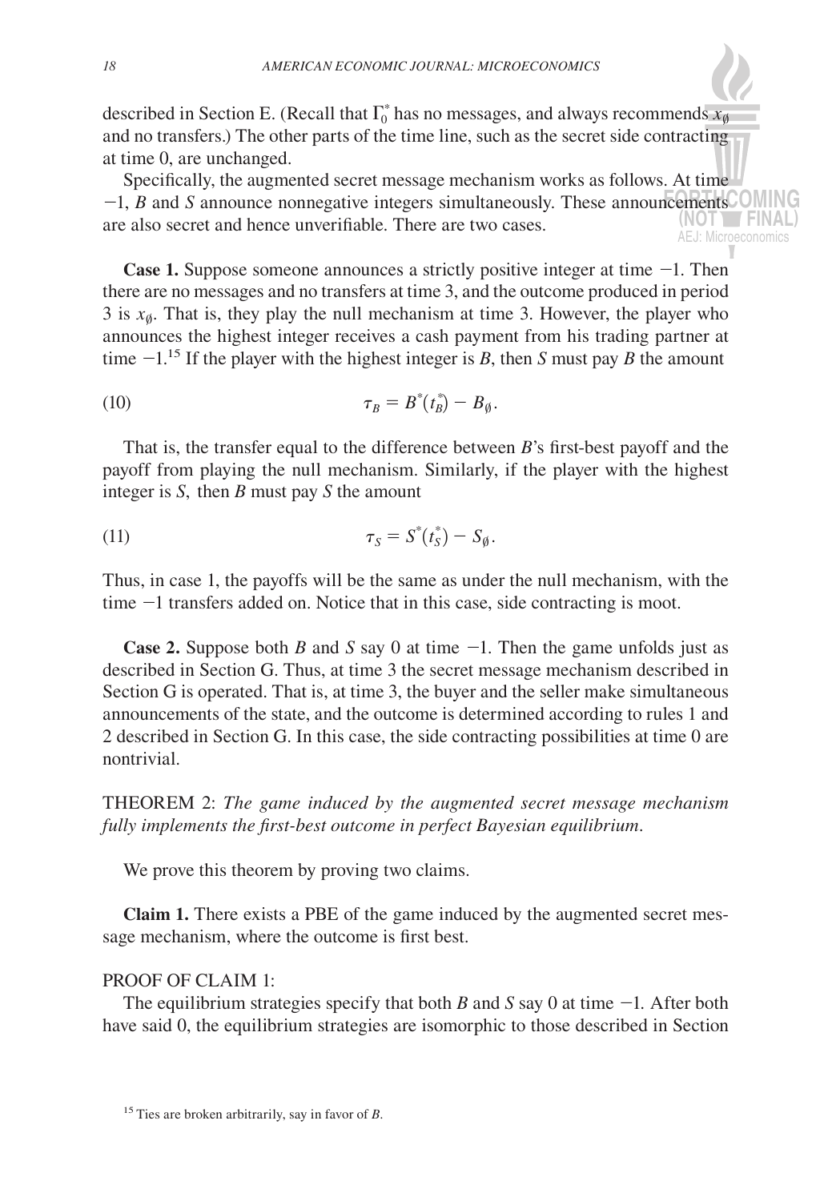described in Section E. (Recall that $\Gamma_0^*$ has no messages, and always recommends $x_\emptyset$ and no transfers.) The other parts of the time line, such as the secret side contracting at time 0, are unchanged.

Specifically, the augmented secret message mechanism works as follows. At time $-1$, $B$ and $S$ announce nonnegative integers simultaneously. These announcements are also secret and hence unverifiable. There are two cases.

**Case 1.** Suppose someone announces a strictly positive integer at time $-1$. Then there are no messages and no transfers at time 3, and the outcome produced in period 3 is $x_\emptyset$. That is, they play the null mechanism at time 3. However, the player who announces the highest integer receives a cash payment from his trading partner at time $-1$.[15] If the player with the highest integer is $B$, then $S$ must pay $B$ the amount

$$\tau_B = B^*(t_B^*) - B_\emptyset. \tag{10}$$

That is, the transfer equal to the difference between $B$'s first-best payoff and the payoff from playing the null mechanism. Similarly, if the player with the highest integer is $S$, then $B$ must pay $S$ the amount

$$\tau_S = S^*(t_S^*) - S_\emptyset. \tag{11}$$

Thus, in case 1, the payoffs will be the same as under the null mechanism, with the time $-1$ transfers added on. Notice that in this case, side contracting is moot.

**Case 2.** Suppose both $B$ and $S$ say 0 at time $-1$. Then the game unfolds just as described in Section G. Thus, at time 3 the secret message mechanism described in Section G is operated. That is, at time 3, the buyer and the seller make simultaneous announcements of the state, and the outcome is determined according to rules 1 and 2 described in Section G. In this case, the side contracting possibilities at time 0 are nontrivial.

THEOREM 2: *The game induced by the augmented secret message mechanism fully implements the first-best outcome in perfect Bayesian equilibrium.*

We prove this theorem by proving two claims.

**Claim 1.** There exists a PBE of the game induced by the augmented secret message mechanism, where the outcome is first best.

PROOF OF CLAIM 1:

The equilibrium strategies specify that both $B$ and $S$ say 0 at time $-1$. After both have said 0, the equilibrium strategies are isomorphic to those described in Section

[15] Ties are broken arbitrarily, say in favor of $B$.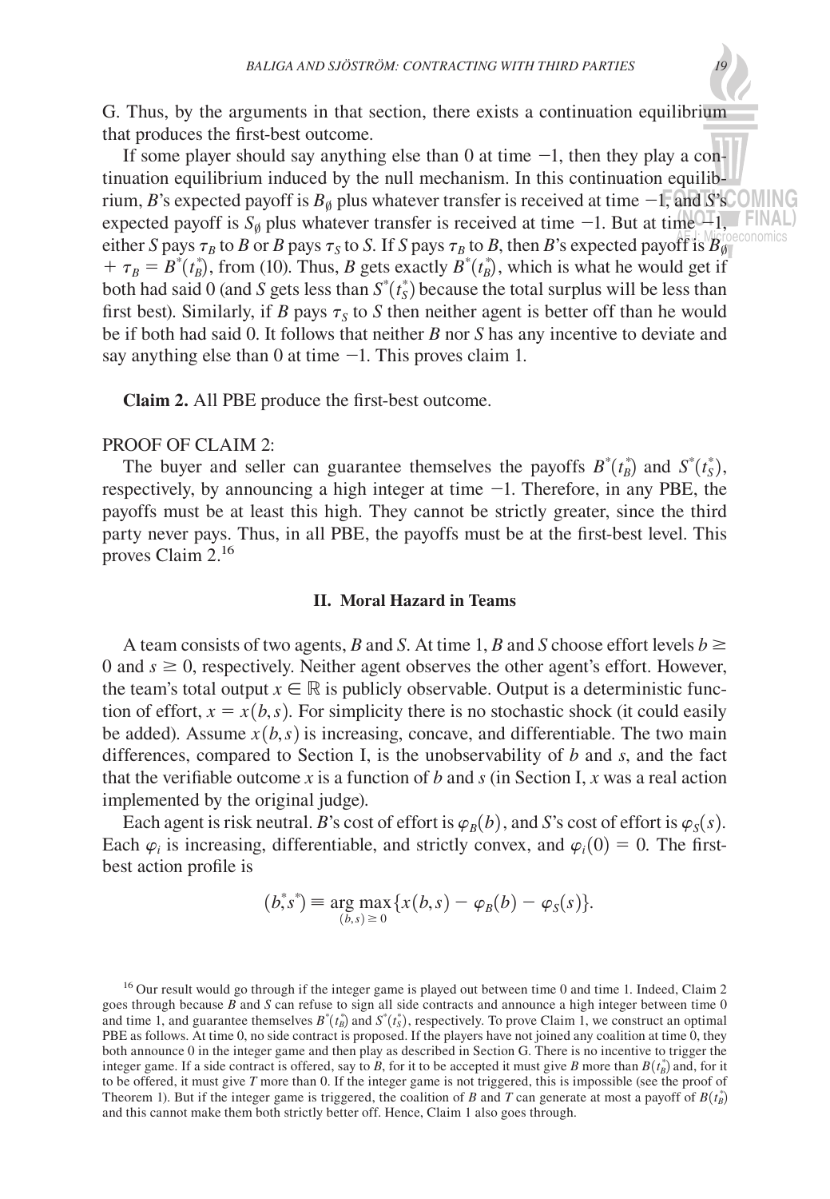G. Thus, by the arguments in that section, there exists a continuation equilibrium that produces the first-best outcome.

If some player should say anything else than 0 at time $-1$, then they play a continuation equilibrium induced by the null mechanism. In this continuation equilibrium, $B$'s expected payoff is $B_\emptyset$ plus whatever transfer is received at time $-1$, and $S$'s expected payoff is $S_\emptyset$ plus whatever transfer is received at time $-1$. But at time $-1$, either $S$ pays $\tau_B$ to $B$ or $B$ pays $\tau_S$ to $S$. If $S$ pays $\tau_B$ to $B$, then $B$'s expected payoff is $B_\emptyset + \tau_B = B^*(t_B^*)$, from (10). Thus, $B$ gets exactly $B^*(t_B^*)$, which is what he would get if both had said 0 (and $S$ gets less than $S^*(t_S^*)$ because the total surplus will be less than first best). Similarly, if $B$ pays $\tau_S$ to $S$ then neither agent is better off than he would be if both had said 0. It follows that neither $B$ nor $S$ has any incentive to deviate and say anything else than 0 at time $-1$. This proves claim 1.

**Claim 2.** All PBE produce the first-best outcome.

PROOF OF CLAIM 2:

The buyer and seller can guarantee themselves the payoffs $B^*(t_B^*)$ and $S^*(t_S^*)$, respectively, by announcing a high integer at time $-1$. Therefore, in any PBE, the payoffs must be at least this high. They cannot be strictly greater, since the third party never pays. Thus, in all PBE, the payoffs must be at the first-best level. This proves Claim 2.[16]

## II. Moral Hazard in Teams

A team consists of two agents, $B$ and $S$. At time 1, $B$ and $S$ choose effort levels $b \geq 0$ and $s \geq 0$, respectively. Neither agent observes the other agent's effort. However, the team's total output $x \in \mathbb{R}$ is publicly observable. Output is a deterministic function of effort, $x = x(b, s)$. For simplicity there is no stochastic shock (it could easily be added). Assume $x(b, s)$ is increasing, concave, and differentiable. The two main differences, compared to Section I, is the unobservability of $b$ and $s$, and the fact that the verifiable outcome $x$ is a function of $b$ and $s$ (in Section I, $x$ was a real action implemented by the original judge).

Each agent is risk neutral. $B$'s cost of effort is $\varphi_B(b)$, and $S$'s cost of effort is $\varphi_S(s)$. Each $\varphi_i$ is increasing, differentiable, and strictly convex, and $\varphi_i(0) = 0$. The first-best action profile is

$$(b^*, s^*) \equiv \underset{(b,s) \geq 0}{\arg\max} \{x(b, s) - \varphi_B(b) - \varphi_S(s)\}.$$

[16] Our result would go through if the integer game is played out between time 0 and time 1. Indeed, Claim 2 goes through because $B$ and $S$ can refuse to sign all side contracts and announce a high integer between time 0 and time 1, and guarantee themselves $B^*(t_B^*)$ and $S^*(t_S^*)$, respectively. To prove Claim 1, we construct an optimal PBE as follows. At time 0, no side contract is proposed. If the players have not joined any coalition at time 0, they both announce 0 in the integer game and then play as described in Section G. There is no incentive to trigger the integer game. If a side contract is offered, say to $B$, for it to be accepted it must give $B$ more than $B(t_B^*)$ and, for it to be offered, it must give $T$ more than 0. If the integer game is not triggered, this is impossible (see the proof of Theorem 1). But if the integer game is triggered, the coalition of $B$ and $T$ can generate at most a payoff of $B(t_B^*)$ and this cannot make them both strictly better off. Hence, Claim 1 also goes through.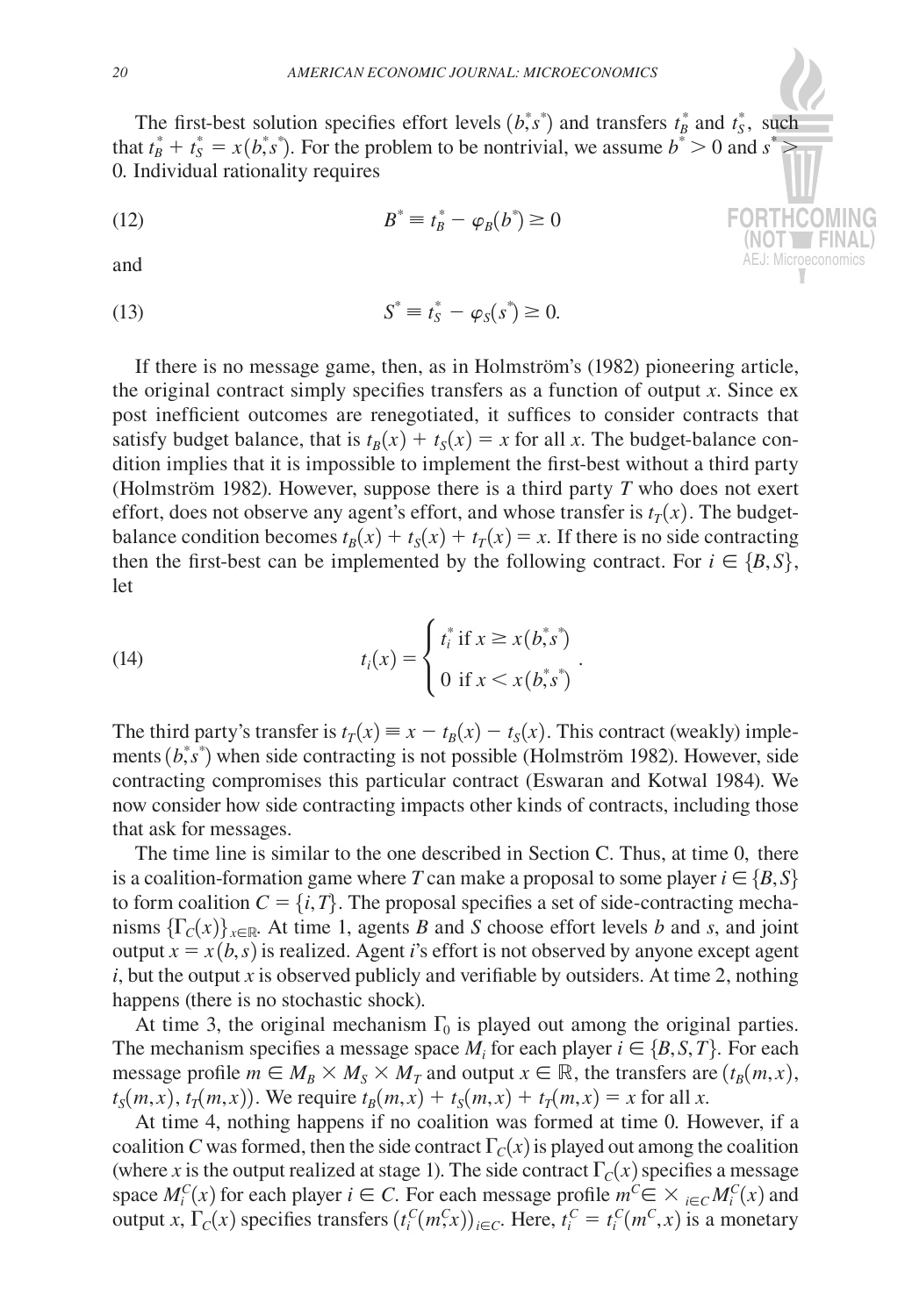The first-best solution specifies effort levels $(b^*, s^*)$ and transfers $t_B^*$ and $t_S^*$, such that $t_B^* + t_S^* = x(b^*, s^*)$. For the problem to be nontrivial, we assume $b^* > 0$ and $s^* > 0$. Individual rationality requires

$$
B^* \equiv t_B^* - \varphi_B(b^*) \geq 0 \tag{12}
$$

and

$$
S^* \equiv t_S^* - \varphi_S(s^*) \geq 0. \tag{13}
$$

If there is no message game, then, as in Holmström's (1982) pioneering article, the original contract simply specifies transfers as a function of output $x$. Since ex post inefficient outcomes are renegotiated, it suffices to consider contracts that satisfy budget balance, that is $t_B(x) + t_S(x) = x$ for all $x$. The budget-balance condition implies that it is impossible to implement the first-best without a third party (Holmström 1982). However, suppose there is a third party $T$ who does not exert effort, does not observe any agent's effort, and whose transfer is $t_T(x)$. The budget-balance condition becomes $t_B(x) + t_S(x) + t_T(x) = x$. If there is no side contracting then the first-best can be implemented by the following contract. For $i \in \{B, S\}$, let

$$
t_i(x) = \begin{cases} t_i^* \text{ if } x \geq x(b^*, s^*) \\ 0 \text{ if } x < x(b^*, s^*) \end{cases}. \tag{14}
$$

The third party's transfer is $t_T(x) \equiv x - t_B(x) - t_S(x)$. This contract (weakly) implements $(b^*, s^*)$ when side contracting is not possible (Holmström 1982). However, side contracting compromises this particular contract (Eswaran and Kotwal 1984). We now consider how side contracting impacts other kinds of contracts, including those that ask for messages.

The time line is similar to the one described in Section C. Thus, at time 0, there is a coalition-formation game where $T$ can make a proposal to some player $i \in \{B, S\}$ to form coalition $C = \{i, T\}$. The proposal specifies a set of side-contracting mechanisms $\{\Gamma_C(x)\}_{x \in \mathbb{R}}$. At time 1, agents $B$ and $S$ choose effort levels $b$ and $s$, and joint output $x = x(b, s)$ is realized. Agent $i$'s effort is not observed by anyone except agent $i$, but the output $x$ is observed publicly and verifiable by outsiders. At time 2, nothing happens (there is no stochastic shock).

At time 3, the original mechanism $\Gamma_0$ is played out among the original parties. The mechanism specifies a message space $M_i$ for each player $i \in \{B, S, T\}$. For each message profile $m \in M_B \times M_S \times M_T$ and output $x \in \mathbb{R}$, the transfers are $(t_B(m, x), t_S(m, x), t_T(m, x))$. We require $t_B(m, x) + t_S(m, x) + t_T(m, x) = x$ for all $x$.

At time 4, nothing happens if no coalition was formed at time 0. However, if a coalition $C$ was formed, then the side contract $\Gamma_C(x)$ is played out among the coalition (where $x$ is the output realized at stage 1). The side contract $\Gamma_C(x)$ specifies a message space $M_i^C(x)$ for each player $i \in C$. For each message profile $m^C \in \times_{i \in C} M_i^C(x)$ and output $x$, $\Gamma_C(x)$ specifies transfers $(t_i^C(m^C, x))_{i \in C}$. Here, $t_i^C = t_i^C(m^C, x)$ is a monetary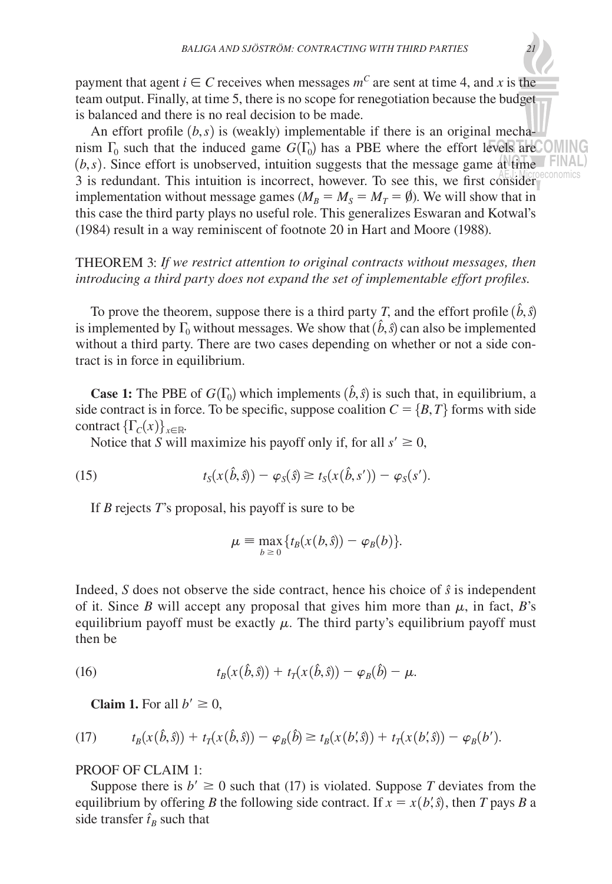payment that agent $i \in C$ receives when messages $m^C$ are sent at time 4, and $x$ is the team output. Finally, at time 5, there is no scope for renegotiation because the budget is balanced and there is no real decision to be made.

An effort profile $(b, s)$ is (weakly) implementable if there is an original mechanism $\Gamma_0$ such that the induced game $G(\Gamma_0)$ has a PBE where the effort levels are $(b, s)$. Since effort is unobserved, intuition suggests that the message game at time 3 is redundant. This intuition is incorrect, however. To see this, we first consider implementation without message games ($M_B = M_S = M_T = \emptyset$). We will show that in this case the third party plays no useful role. This generalizes Eswaran and Kotwal's (1984) result in a way reminiscent of footnote 20 in Hart and Moore (1988).

THEOREM 3: *If we restrict attention to original contracts without messages, then introducing a third party does not expand the set of implementable effort profiles.*

To prove the theorem, suppose there is a third party $T$, and the effort profile $(\hat{b}, \hat{s})$ is implemented by $\Gamma_0$ without messages. We show that $(\hat{b}, \hat{s})$ can also be implemented without a third party. There are two cases depending on whether or not a side contract is in force in equilibrium.

**Case 1:** The PBE of $G(\Gamma_0)$ which implements $(\hat{b}, \hat{s})$ is such that, in equilibrium, a side contract is in force. To be specific, suppose coalition $C = \{B, T\}$ forms with side contract $\{\Gamma_C(x)\}_{x \in \mathbb{R}}$.

Notice that $S$ will maximize his payoff only if, for all $s' \geq 0$,

$$t_S(x(\hat{b}, \hat{s})) - \varphi_S(\hat{s}) \geq t_S(x(\hat{b}, s')) - \varphi_S(s'). \tag{15}$$

If $B$ rejects $T$'s proposal, his payoff is sure to be

$$\mu \equiv \max_{b \geq 0} \{t_B(x(b, \hat{s})) - \varphi_B(b)\}.$$

Indeed, $S$ does not observe the side contract, hence his choice of $\hat{s}$ is independent of it. Since $B$ will accept any proposal that gives him more than $\mu$, in fact, $B$'s equilibrium payoff must be exactly $\mu$. The third party's equilibrium payoff must then be

$$t_B(x(\hat{b}, \hat{s})) + t_T(x(\hat{b}, \hat{s})) - \varphi_B(\hat{b}) - \mu. \tag{16}$$

**Claim 1.** For all $b' \geq 0$,

$$t_B(x(\hat{b}, \hat{s})) + t_T(x(\hat{b}, \hat{s})) - \varphi_B(\hat{b}) \geq t_B(x(b', \hat{s})) + t_T(x(b', \hat{s})) - \varphi_B(b'). \tag{17}$$

PROOF OF CLAIM 1:

Suppose there is $b' \geq 0$ such that (17) is violated. Suppose $T$ deviates from the equilibrium by offering $B$ the following side contract. If $x = x(b', \hat{s})$, then $T$ pays $B$ a side transfer $\hat{t}_B$ such that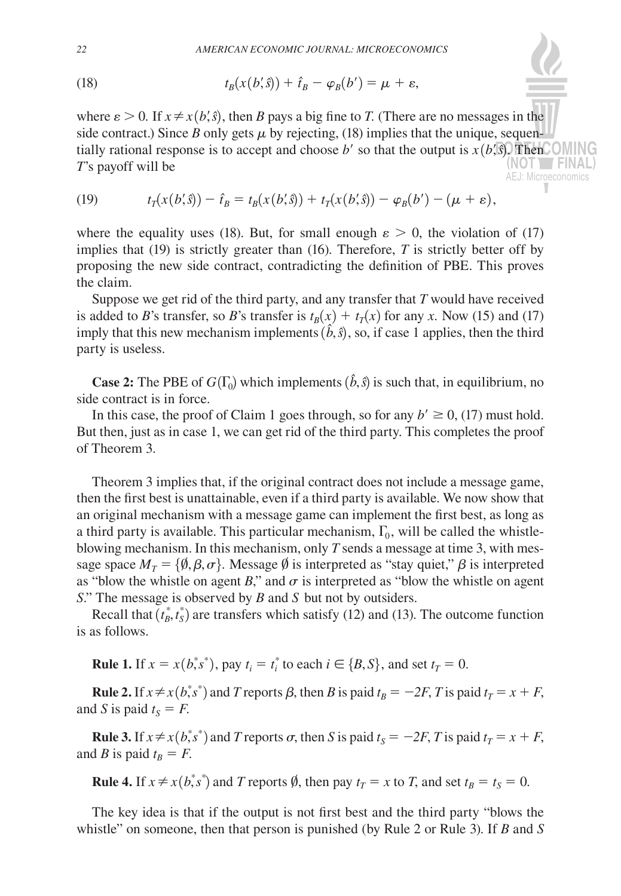$$t_B(x(b', \hat{s})) + \hat{t}_B - \varphi_B(b') = \mu + \varepsilon, \tag{18}$$

where $\varepsilon > 0$. If $x \neq x(b', \hat{s})$, then $B$ pays a big fine to $T$. (There are no messages in the side contract.) Since $B$ only gets $\mu$ by rejecting, (18) implies that the unique, sequentially rational response is to accept and choose $b'$ so that the output is $x(b', \hat{s})$. Then $T$'s payoff will be

$$t_T(x(b', \hat{s})) - \hat{t}_B = t_B(x(b', \hat{s})) + t_T(x(b', \hat{s})) - \varphi_B(b') - (\mu + \varepsilon), \tag{19}$$

where the equality uses (18). But, for small enough $\varepsilon > 0$, the violation of (17) implies that (19) is strictly greater than (16). Therefore, $T$ is strictly better off by proposing the new side contract, contradicting the definition of PBE. This proves the claim.

Suppose we get rid of the third party, and any transfer that $T$ would have received is added to $B$'s transfer, so $B$'s transfer is $t_B(x) + t_T(x)$ for any $x$. Now (15) and (17) imply that this new mechanism implements $(\hat{b}, \hat{s})$, so, if case 1 applies, then the third party is useless.

**Case 2:** The PBE of $G(\Gamma_0)$ which implements $(\hat{b}, \hat{s})$ is such that, in equilibrium, no side contract is in force.

In this case, the proof of Claim 1 goes through, so for any $b' \geq 0$, (17) must hold. But then, just as in case 1, we can get rid of the third party. This completes the proof of Theorem 3.

Theorem 3 implies that, if the original contract does not include a message game, then the first best is unattainable, even if a third party is available. We now show that an original mechanism with a message game can implement the first best, as long as a third party is available. This particular mechanism, $\Gamma_0$, will be called the whistle-blowing mechanism. In this mechanism, only $T$ sends a message at time 3, with message space $M_T = \{\emptyset, \beta, \sigma\}$. Message $\emptyset$ is interpreted as "stay quiet," $\beta$ is interpreted as "blow the whistle on agent $B$," and $\sigma$ is interpreted as "blow the whistle on agent $S$." The message is observed by $B$ and $S$ but not by outsiders.

Recall that $(t_B^*, t_S^*)$ are transfers which satisfy (12) and (13). The outcome function is as follows.

**Rule 1.** If $x = x(b^*, s^*)$, pay $t_i = t_i^*$ to each $i \in \{B, S\}$, and set $t_T = 0$.

**Rule 2.** If $x \neq x(b^*, s^*)$ and $T$ reports $\beta$, then $B$ is paid $t_B = -2F$, $T$ is paid $t_T = x + F$, and $S$ is paid $t_S = F$.

**Rule 3.** If $x \neq x(b^*, s^*)$ and $T$ reports $\sigma$, then $S$ is paid $t_S = -2F$, $T$ is paid $t_T = x + F$, and $B$ is paid $t_B = F$.

**Rule 4.** If $x \neq x(b^*, s^*)$ and $T$ reports $\emptyset$, then pay $t_T = x$ to $T$, and set $t_B = t_S = 0$.

The key idea is that if the output is not first best and the third party "blows the whistle" on someone, then that person is punished (by Rule 2 or Rule 3). If $B$ and $S$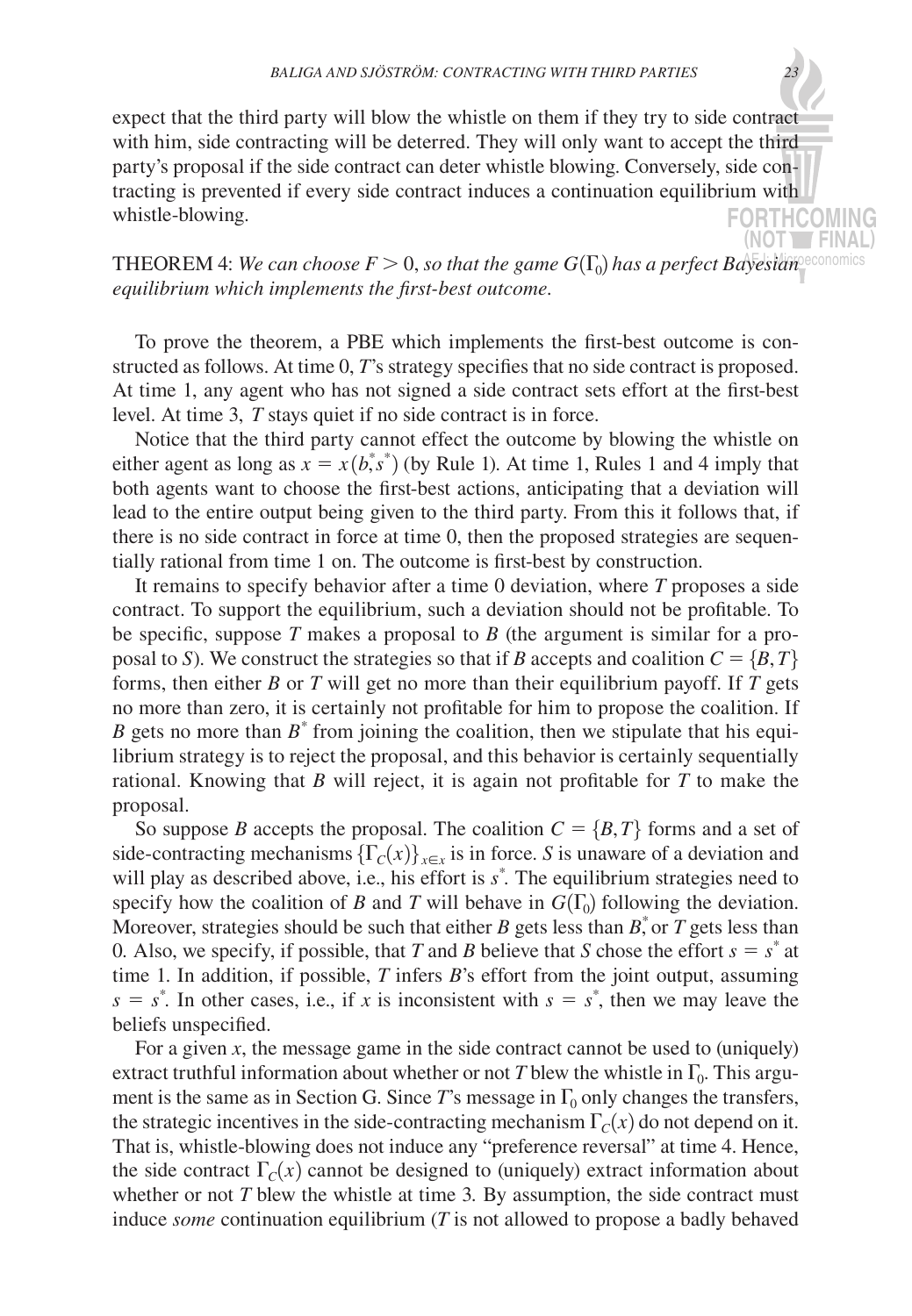expect that the third party will blow the whistle on them if they try to side contract with him, side contracting will be deterred. They will only want to accept the third party's proposal if the side contract can deter whistle blowing. Conversely, side contracting is prevented if every side contract induces a continuation equilibrium with whistle-blowing.

THEOREM 4: *We can choose $F > 0$, so that the game $G(\Gamma_0)$ has a perfect Bayesian equilibrium which implements the first-best outcome.*

To prove the theorem, a PBE which implements the first-best outcome is constructed as follows. At time 0, $T$'s strategy specifies that no side contract is proposed. At time 1, any agent who has not signed a side contract sets effort at the first-best level. At time 3, $T$ stays quiet if no side contract is in force.

Notice that the third party cannot effect the outcome by blowing the whistle on either agent as long as $x = x(b^{*}s^{*})$ (by Rule 1). At time 1, Rules 1 and 4 imply that both agents want to choose the first-best actions, anticipating that a deviation will lead to the entire output being given to the third party. From this it follows that, if there is no side contract in force at time 0, then the proposed strategies are sequentially rational from time 1 on. The outcome is first-best by construction.

It remains to specify behavior after a time 0 deviation, where $T$ proposes a side contract. To support the equilibrium, such a deviation should not be profitable. To be specific, suppose $T$ makes a proposal to $B$ (the argument is similar for a proposal to $S$). We construct the strategies so that if $B$ accepts and coalition $C = \{B, T\}$ forms, then either $B$ or $T$ will get no more than their equilibrium payoff. If $T$ gets no more than zero, it is certainly not profitable for him to propose the coalition. If $B$ gets no more than $B^{*}$ from joining the coalition, then we stipulate that his equilibrium strategy is to reject the proposal, and this behavior is certainly sequentially rational. Knowing that $B$ will reject, it is again not profitable for $T$ to make the proposal.

So suppose $B$ accepts the proposal. The coalition $C = \{B, T\}$ forms and a set of side-contracting mechanisms $\{\Gamma_C(x)\}_{x \in x}$ is in force. $S$ is unaware of a deviation and will play as described above, i.e., his effort is $s^{*}$. The equilibrium strategies need to specify how the coalition of $B$ and $T$ will behave in $G(\Gamma_0)$ following the deviation. Moreover, strategies should be such that either $B$ gets less than $B^{*}$ or $T$ gets less than 0. Also, we specify, if possible, that $T$ and $B$ believe that $S$ chose the effort $s = s^{*}$ at time 1. In addition, if possible, $T$ infers $B$'s effort from the joint output, assuming $s = s^{*}$. In other cases, i.e., if $x$ is inconsistent with $s = s^{*}$, then we may leave the beliefs unspecified.

For a given $x$, the message game in the side contract cannot be used to (uniquely) extract truthful information about whether or not $T$ blew the whistle in $\Gamma_0$. This argument is the same as in Section G. Since $T$'s message in $\Gamma_0$ only changes the transfers, the strategic incentives in the side-contracting mechanism $\Gamma_C(x)$ do not depend on it. That is, whistle-blowing does not induce any "preference reversal" at time 4. Hence, the side contract $\Gamma_C(x)$ cannot be designed to (uniquely) extract information about whether or not $T$ blew the whistle at time 3. By assumption, the side contract must induce *some* continuation equilibrium ($T$ is not allowed to propose a badly behaved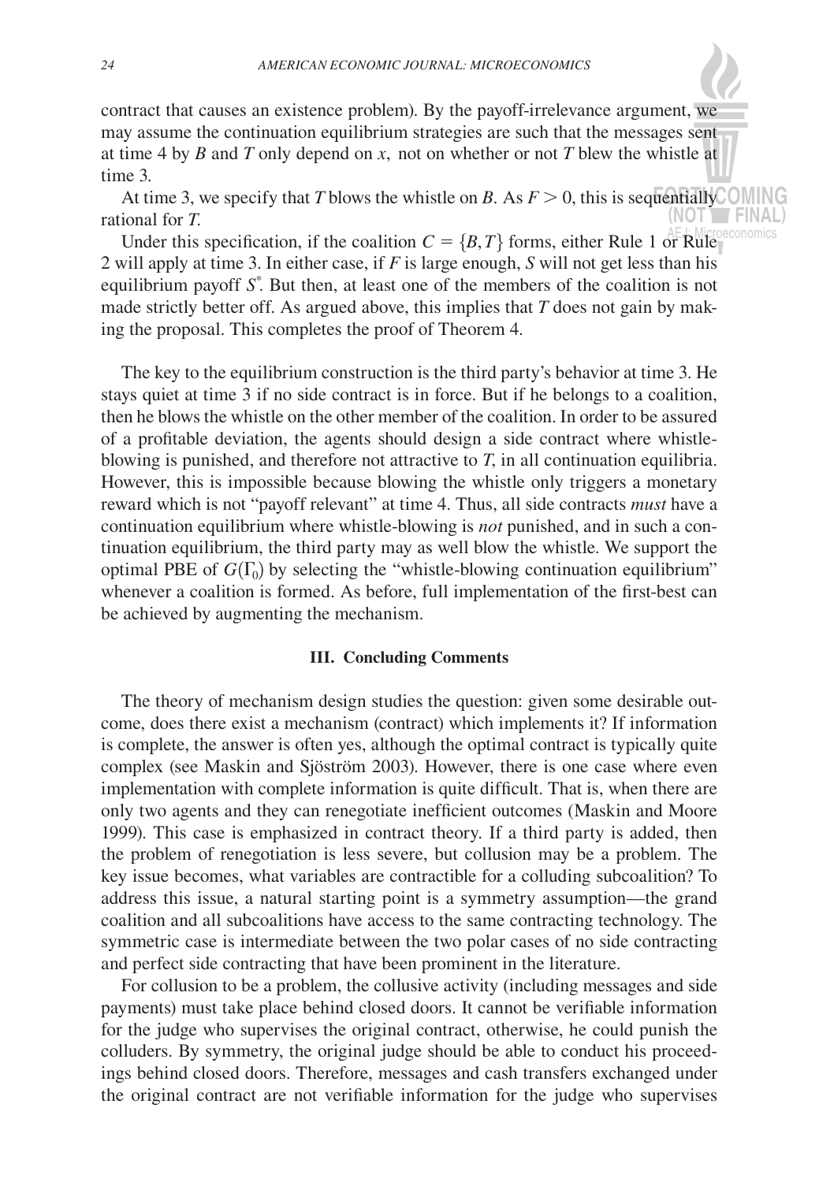contract that causes an existence problem). By the payoff-irrelevance argument, we may assume the continuation equilibrium strategies are such that the messages sent at time 4 by $B$ and $T$ only depend on $x$, not on whether or not $T$ blew the whistle at time 3.

At time 3, we specify that $T$ blows the whistle on $B$. As $F > 0$, this is sequentially rational for $T$.

Under this specification, if the coalition $C = \{B, T\}$ forms, either Rule 1 or Rule 2 will apply at time 3. In either case, if $F$ is large enough, $S$ will not get less than his equilibrium payoff $S^*$. But then, at least one of the members of the coalition is not made strictly better off. As argued above, this implies that $T$ does not gain by making the proposal. This completes the proof of Theorem 4.

The key to the equilibrium construction is the third party's behavior at time 3. He stays quiet at time 3 if no side contract is in force. But if he belongs to a coalition, then he blows the whistle on the other member of the coalition. In order to be assured of a profitable deviation, the agents should design a side contract where whistle-blowing is punished, and therefore not attractive to $T$, in all continuation equilibria. However, this is impossible because blowing the whistle only triggers a monetary reward which is not "payoff relevant" at time 4. Thus, all side contracts *must* have a continuation equilibrium where whistle-blowing is *not* punished, and in such a continuation equilibrium, the third party may as well blow the whistle. We support the optimal PBE of $G(\Gamma_0)$ by selecting the "whistle-blowing continuation equilibrium" whenever a coalition is formed. As before, full implementation of the first-best can be achieved by augmenting the mechanism.

## III. Concluding Comments

The theory of mechanism design studies the question: given some desirable outcome, does there exist a mechanism (contract) which implements it? If information is complete, the answer is often yes, although the optimal contract is typically quite complex (see Maskin and Sjöström 2003). However, there is one case where even implementation with complete information is quite difficult. That is, when there are only two agents and they can renegotiate inefficient outcomes (Maskin and Moore 1999). This case is emphasized in contract theory. If a third party is added, then the problem of renegotiation is less severe, but collusion may be a problem. The key issue becomes, what variables are contractible for a colluding subcoalition? To address this issue, a natural starting point is a symmetry assumption—the grand coalition and all subcoalitions have access to the same contracting technology. The symmetric case is intermediate between the two polar cases of no side contracting and perfect side contracting that have been prominent in the literature.

For collusion to be a problem, the collusive activity (including messages and side payments) must take place behind closed doors. It cannot be verifiable information for the judge who supervises the original contract, otherwise, he could punish the colluders. By symmetry, the original judge should be able to conduct his proceedings behind closed doors. Therefore, messages and cash transfers exchanged under the original contract are not verifiable information for the judge who supervises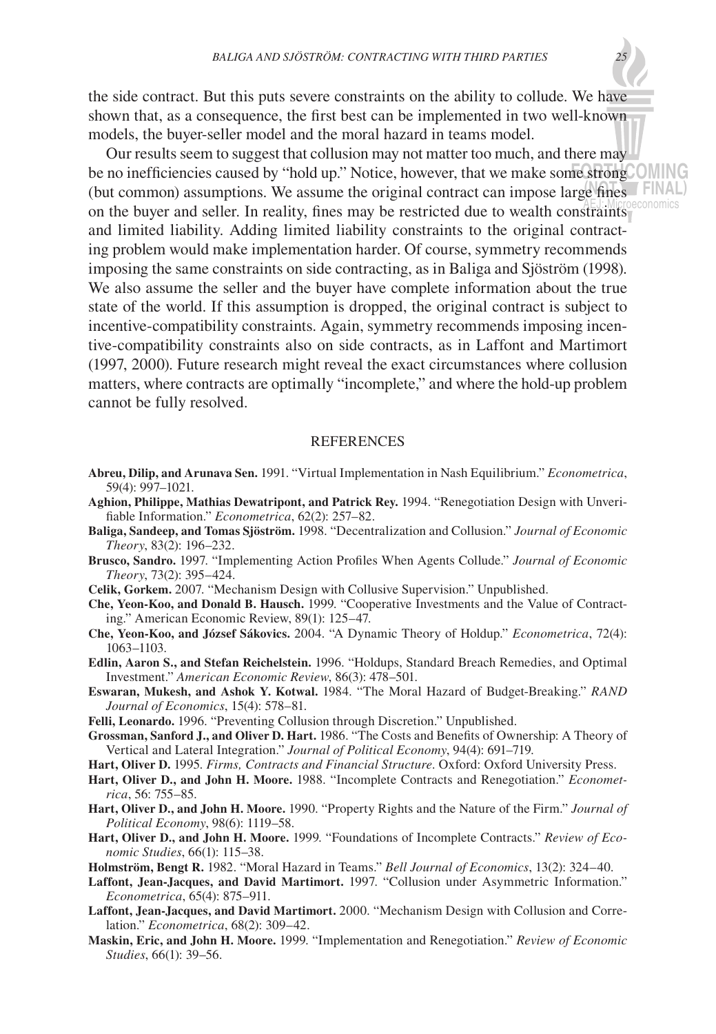the side contract. But this puts severe constraints on the ability to collude. We have shown that, as a consequence, the first best can be implemented in two well-known models, the buyer-seller model and the moral hazard in teams model.

Our results seem to suggest that collusion may not matter too much, and there may be no inefficiencies caused by "hold up." Notice, however, that we make some strong (but common) assumptions. We assume the original contract can impose large fines on the buyer and seller. In reality, fines may be restricted due to wealth constraints and limited liability. Adding limited liability constraints to the original contracting problem would make implementation harder. Of course, symmetry recommends imposing the same constraints on side contracting, as in Baliga and Sjöström (1998). We also assume the seller and the buyer have complete information about the true state of the world. If this assumption is dropped, the original contract is subject to incentive-compatibility constraints. Again, symmetry recommends imposing incentive-compatibility constraints also on side contracts, as in Laffont and Martimort (1997, 2000). Future research might reveal the exact circumstances where collusion matters, where contracts are optimally "incomplete," and where the hold-up problem cannot be fully resolved.

## REFERENCES

**Abreu, Dilip, and Arunava Sen.** 1991. "Virtual Implementation in Nash Equilibrium." *Econometrica*, 59(4): 997–1021.

**Aghion, Philippe, Mathias Dewatripont, and Patrick Rey.** 1994. "Renegotiation Design with Unverifiable Information." *Econometrica*, 62(2): 257–82.

**Baliga, Sandeep, and Tomas Sjöström.** 1998. "Decentralization and Collusion." *Journal of Economic Theory*, 83(2): 196–232.

**Brusco, Sandro.** 1997. "Implementing Action Profiles When Agents Collude." *Journal of Economic Theory*, 73(2): 395–424.

**Celik, Gorkem.** 2007. "Mechanism Design with Collusive Supervision." Unpublished.

**Che, Yeon-Koo, and Donald B. Hausch.** 1999. "Cooperative Investments and the Value of Contracting." American Economic Review, 89(1): 125–47.

**Che, Yeon-Koo, and József Sákovics.** 2004. "A Dynamic Theory of Holdup." *Econometrica*, 72(4): 1063–1103.

**Edlin, Aaron S., and Stefan Reichelstein.** 1996. "Holdups, Standard Breach Remedies, and Optimal Investment." *American Economic Review*, 86(3): 478–501.

**Eswaran, Mukesh, and Ashok Y. Kotwal.** 1984. "The Moral Hazard of Budget-Breaking." *RAND Journal of Economics*, 15(4): 578–81.

**Felli, Leonardo.** 1996. "Preventing Collusion through Discretion." Unpublished.

**Grossman, Sanford J., and Oliver D. Hart.** 1986. "The Costs and Benefits of Ownership: A Theory of Vertical and Lateral Integration." *Journal of Political Economy*, 94(4): 691–719.

**Hart, Oliver D.** 1995. *Firms, Contracts and Financial Structure*. Oxford: Oxford University Press.

**Hart, Oliver D., and John H. Moore.** 1988. "Incomplete Contracts and Renegotiation." *Econometrica*, 56: 755–85.

**Hart, Oliver D., and John H. Moore.** 1990. "Property Rights and the Nature of the Firm." *Journal of Political Economy*, 98(6): 1119–58.

**Hart, Oliver D., and John H. Moore.** 1999. "Foundations of Incomplete Contracts." *Review of Economic Studies*, 66(1): 115–38.

**Holmström, Bengt R.** 1982. "Moral Hazard in Teams." *Bell Journal of Economics*, 13(2): 324–40.

**Laffont, Jean-Jacques, and David Martimort.** 1997. "Collusion under Asymmetric Information." *Econometrica*, 65(4): 875–911.

**Laffont, Jean-Jacques, and David Martimort.** 2000. "Mechanism Design with Collusion and Correlation." *Econometrica*, 68(2): 309–42.

**Maskin, Eric, and John H. Moore.** 1999. "Implementation and Renegotiation." *Review of Economic Studies*, 66(1): 39–56.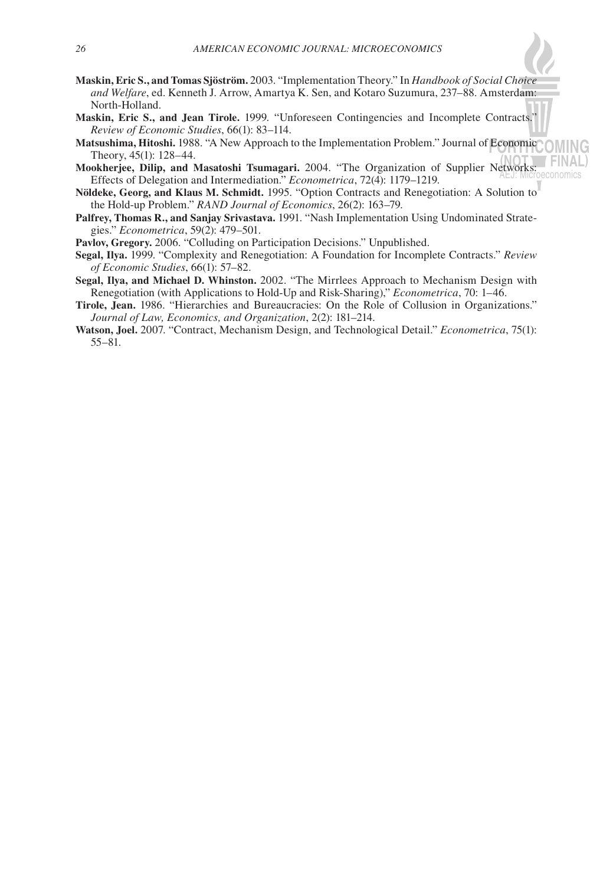**Maskin, Eric S., and Tomas Sjöström.** 2003. "Implementation Theory." In *Handbook of Social Choice and Welfare*, ed. Kenneth J. Arrow, Amartya K. Sen, and Kotaro Suzumura, 237–88. Amsterdam: North-Holland.

**Maskin, Eric S., and Jean Tirole.** 1999. "Unforeseen Contingencies and Incomplete Contracts." *Review of Economic Studies*, 66(1): 83–114.

**Matsushima, Hitoshi.** 1988. "A New Approach to the Implementation Problem." Journal of Economic Theory, 45(1): 128–44.

**Mookherjee, Dilip, and Masatoshi Tsumagari.** 2004. "The Organization of Supplier Networks: Effects of Delegation and Intermediation." *Econometrica*, 72(4): 1179–1219.

**Nöldeke, Georg, and Klaus M. Schmidt.** 1995. "Option Contracts and Renegotiation: A Solution to the Hold-up Problem." *RAND Journal of Economics*, 26(2): 163–79.

**Palfrey, Thomas R., and Sanjay Srivastava.** 1991. "Nash Implementation Using Undominated Strategies." *Econometrica*, 59(2): 479–501.

**Pavlov, Gregory.** 2006. "Colluding on Participation Decisions." Unpublished.

**Segal, Ilya.** 1999. "Complexity and Renegotiation: A Foundation for Incomplete Contracts." *Review of Economic Studies*, 66(1): 57–82.

**Segal, Ilya, and Michael D. Whinston.** 2002. "The Mirrlees Approach to Mechanism Design with Renegotiation (with Applications to Hold-Up and Risk-Sharing)," *Econometrica*, 70: 1–46.

**Tirole, Jean.** 1986. "Hierarchies and Bureaucracies: On the Role of Collusion in Organizations." *Journal of Law, Economics, and Organization*, 2(2): 181–214.

**Watson, Joel.** 2007. "Contract, Mechanism Design, and Technological Detail." *Econometrica*, 75(1): 55–81.